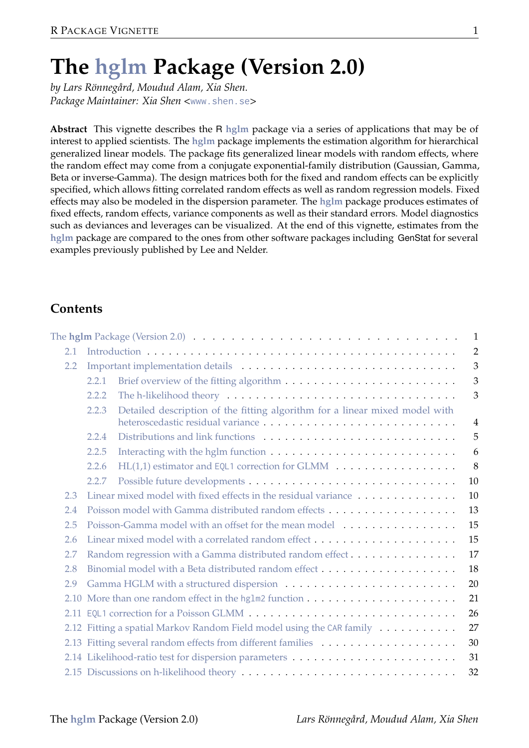# The hglm Package (Version 2.0)

*by Lars Rönnegård, Moudud Alam, Xia Shen.*
*Package Maintainer: Xia Shen* <www.shen.se>

**Abstract** This vignette describes the R **hglm** package via a series of applications that may be of interest to applied scientists. The **hglm** package implements the estimation algorithm for hierarchical generalized linear models. The package fits generalized linear models with random effects, where the random effect may come from a conjugate exponential-family distribution (Gaussian, Gamma, Beta or inverse-Gamma). The design matrices both for the fixed and random effects can be explicitly specified, which allows fitting correlated random effects as well as random regression models. Fixed effects may also be modeled in the dispersion parameter. The **hglm** package produces estimates of fixed effects, random effects, variance components as well as their standard errors. Model diagnostics such as deviances and leverages can be visualized. At the end of this vignette, estimates from the **hglm** package are compared to the ones from other software packages including GenStat for several examples previously published by Lee and Nelder.

## Contents

- The **hglm** Package (Version 2.0) ... 1
  - 2.1 Introduction ... 2
  - 2.2 Important implementation details ... 3
    - 2.2.1 Brief overview of the fitting algorithm ... 3
    - 2.2.2 The h-likelihood theory ... 3
    - 2.2.3 Detailed description of the fitting algorithm for a linear mixed model with heteroscedastic residual variance ... 4
    - 2.2.4 Distributions and link functions ... 5
    - 2.2.5 Interacting with the hglm function ... 6
    - 2.2.6 HL(1,1) estimator and EQL1 correction for GLMM ... 8
    - 2.2.7 Possible future developments ... 10
  - 2.3 Linear mixed model with fixed effects in the residual variance ... 10
  - 2.4 Poisson model with Gamma distributed random effects ... 13
  - 2.5 Poisson-Gamma model with an offset for the mean model ... 15
  - 2.6 Linear mixed model with a correlated random effect ... 15
  - 2.7 Random regression with a Gamma distributed random effect ... 17
  - 2.8 Binomial model with a Beta distributed random effect ... 18
  - 2.9 Gamma HGLM with a structured dispersion ... 20
  - 2.10 More than one random effect in the hglm2 function ... 21
  - 2.11 EQL1 correction for a Poisson GLMM ... 26
  - 2.12 Fitting a spatial Markov Random Field model using the CAR family ... 27
  - 2.13 Fitting several random effects from different families ... 30
  - 2.14 Likelihood-ratio test for dispersion parameters ... 31
  - 2.15 Discussions on h-likelihood theory ... 32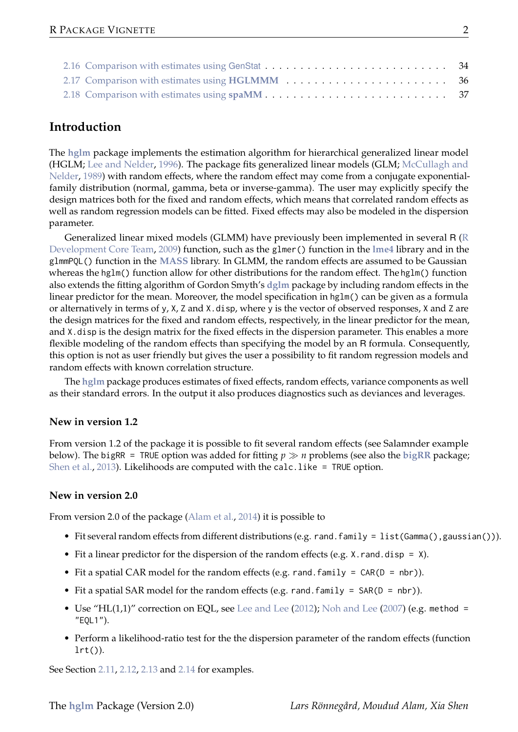2.16 Comparison with estimates using GenStat . . . . . . . . . . . . . . . . . . . . . . . . . . 34
2.17 Comparison with estimates using **HGLMMM** . . . . . . . . . . . . . . . . . . . . . . . 36
2.18 Comparison with estimates using **spaMM** . . . . . . . . . . . . . . . . . . . . . . . . . 37

## Introduction

The **hglm** package implements the estimation algorithm for hierarchical generalized linear model (HGLM; Lee and Nelder, 1996). The package fits generalized linear models (GLM; McCullagh and Nelder, 1989) with random effects, where the random effect may come from a conjugate exponential-family distribution (normal, gamma, beta or inverse-gamma). The user may explicitly specify the design matrices both for the fixed and random effects, which means that correlated random effects as well as random regression models can be fitted. Fixed effects may also be modeled in the dispersion parameter.

Generalized linear mixed models (GLMM) have previously been implemented in several R (R Development Core Team, 2009) function, such as the `glmer()` function in the **lme4** library and in the `glmmPQL()` function in the **MASS** library. In GLMM, the random effects are assumed to be Gaussian whereas the `hglm()` function allow for other distributions for the random effect. The `hglm()` function also extends the fitting algorithm of Gordon Smyth's **dglm** package by including random effects in the linear predictor for the mean. Moreover, the model specification in `hglm()` can be given as a formula or alternatively in terms of `y`, `X`, `Z` and `X.disp`, where `y` is the vector of observed responses, `X` and `Z` are the design matrices for the fixed and random effects, respectively, in the linear predictor for the mean, and `X.disp` is the design matrix for the fixed effects in the dispersion parameter. This enables a more flexible modeling of the random effects than specifying the model by an R formula. Consequently, this option is not as user friendly but gives the user a possibility to fit random regression models and random effects with known correlation structure.

The **hglm** package produces estimates of fixed effects, random effects, variance components as well as their standard errors. In the output it also produces diagnostics such as deviances and leverages.

### New in version 1.2

From version 1.2 of the package it is possible to fit several random effects (see Salamnder example below). The `bigRR = TRUE` option was added for fitting $p \gg n$ problems (see also the **bigRR** package; Shen et al., 2013). Likelihoods are computed with the `calc.like = TRUE` option.

### New in version 2.0

From version 2.0 of the package (Alam et al., 2014) it is possible to

- Fit several random effects from different distributions (e.g. `rand.family = list(Gamma(),gaussian())`).
- Fit a linear predictor for the dispersion of the random effects (e.g. `X.rand.disp = X`).
- Fit a spatial CAR model for the random effects (e.g. `rand.family = CAR(D = nbr)`).
- Fit a spatial SAR model for the random effects (e.g. `rand.family = SAR(D = nbr)`).
- Use "HL(1,1)" correction on EQL, see Lee and Lee (2012); Noh and Lee (2007) (e.g. `method = "EQL1"`).
- Perform a likelihood-ratio test for the the dispersion parameter of the random effects (function `lrt()`).

See Section 2.11, 2.12, 2.13 and 2.14 for examples.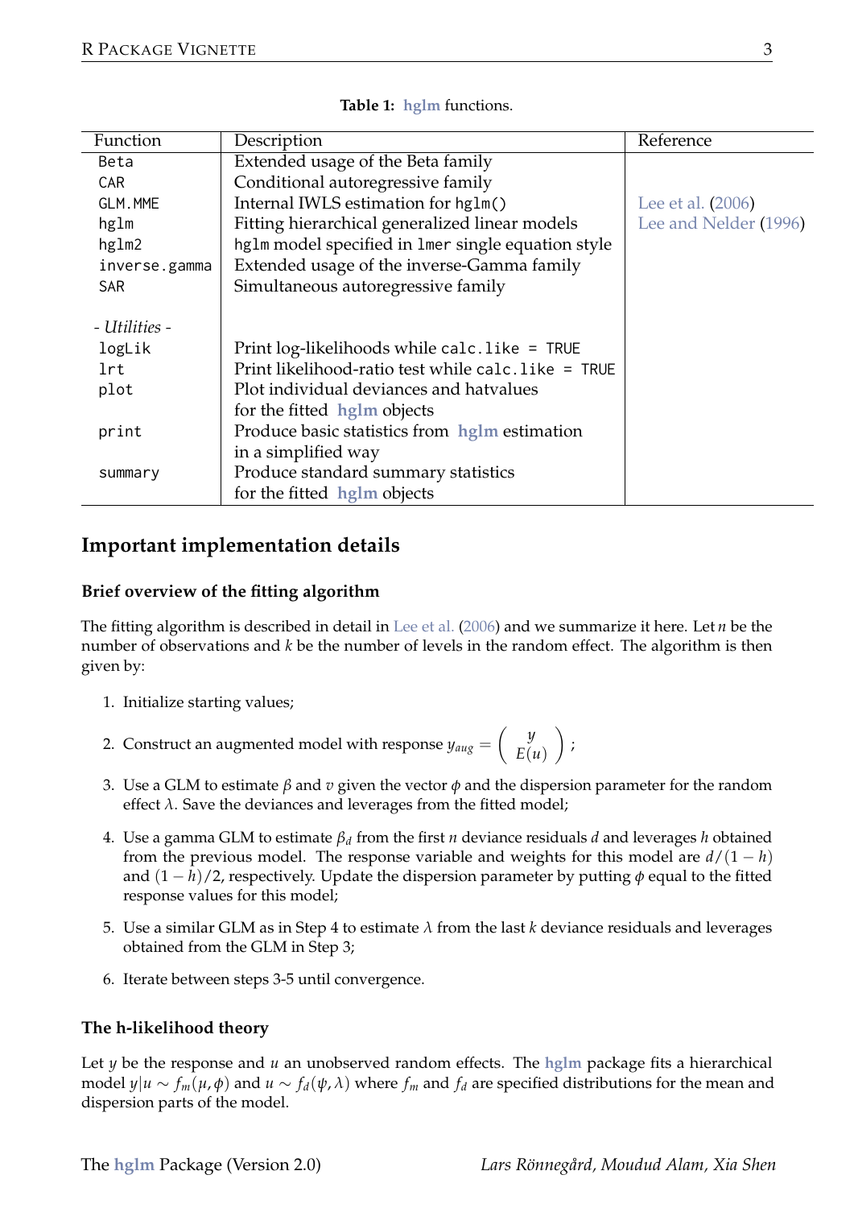**Table 1:** hglm functions.

| Function | Description | Reference |
|---|---|---|
| `Beta` | Extended usage of the Beta family | |
| `CAR` | Conditional autoregressive family | |
| `GLM.MME` | Internal IWLS estimation for `hglm()` | Lee et al. (2006) |
| `hglm` | Fitting hierarchical generalized linear models | Lee and Nelder (1996) |
| `hglm2` | `hglm` model specified in `lmer` single equation style | |
| `inverse.gamma` | Extended usage of the inverse-Gamma family | |
| `SAR` | Simultaneous autoregressive family | |
| *- Utilities -* | | |
| `logLik` | Print log-likelihoods while `calc.like = TRUE` | |
| `lrt` | Print likelihood-ratio test while `calc.like = TRUE` | |
| `plot` | Plot individual deviances and hatvalues for the fitted hglm objects | |
| `print` | Produce basic statistics from hglm estimation in a simplified way | |
| `summary` | Produce standard summary statistics for the fitted hglm objects | |

## Important implementation details

### Brief overview of the fitting algorithm

The fitting algorithm is described in detail in Lee et al. (2006) and we summarize it here. Let $n$ be the number of observations and $k$ be the number of levels in the random effect. The algorithm is then given by:

1. Initialize starting values;
2. Construct an augmented model with response $y_{aug} = \begin{pmatrix} y \\ E(u) \end{pmatrix}$;
3. Use a GLM to estimate $\beta$ and $v$ given the vector $\phi$ and the dispersion parameter for the random effect $\lambda$. Save the deviances and leverages from the fitted model;
4. Use a gamma GLM to estimate $\beta_d$ from the first $n$ deviance residuals $d$ and leverages $h$ obtained from the previous model. The response variable and weights for this model are $d/(1-h)$ and $(1-h)/2$, respectively. Update the dispersion parameter by putting $\phi$ equal to the fitted response values for this model;
5. Use a similar GLM as in Step 4 to estimate $\lambda$ from the last $k$ deviance residuals and leverages obtained from the GLM in Step 3;
6. Iterate between steps 3-5 until convergence.

### The h-likelihood theory

Let $y$ be the response and $u$ an unobserved random effects. The hglm package fits a hierarchical model $y|u \sim f_m(\mu, \phi)$ and $u \sim f_d(\psi, \lambda)$ where $f_m$ and $f_d$ are specified distributions for the mean and dispersion parts of the model.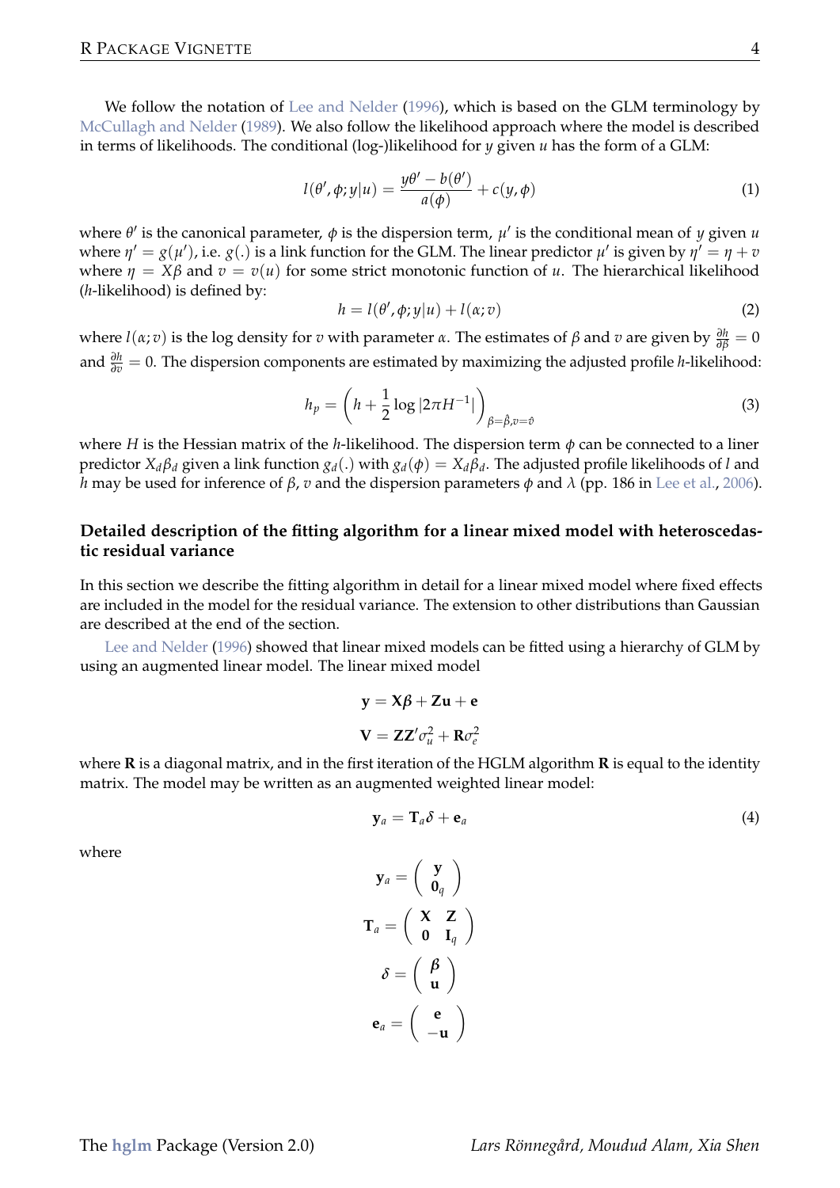We follow the notation of Lee and Nelder (1996), which is based on the GLM terminology by McCullagh and Nelder (1989). We also follow the likelihood approach where the model is described in terms of likelihoods. The conditional (log-)likelihood for $y$ given $u$ has the form of a GLM:

$$l(\theta', \phi; y|u) = \frac{y\theta' - b(\theta')}{a(\phi)} + c(y, \phi) \tag{1}$$

where $\theta'$ is the canonical parameter, $\phi$ is the dispersion term, $\mu'$ is the conditional mean of $y$ given $u$ where $\eta' = g(\mu')$, i.e. $g(.)$ is a link function for the GLM. The linear predictor $\mu'$ is given by $\eta' = \eta + v$ where $\eta = X\beta$ and $v = v(u)$ for some strict monotonic function of $u$. The hierarchical likelihood ($h$-likelihood) is defined by:

$$h = l(\theta', \phi; y|u) + l(\alpha; v) \tag{2}$$

where $l(\alpha; v)$ is the log density for $v$ with parameter $\alpha$. The estimates of $\beta$ and $v$ are given by $\frac{\partial h}{\partial \beta} = 0$ and $\frac{\partial h}{\partial v} = 0$. The dispersion components are estimated by maximizing the adjusted profile $h$-likelihood:

$$h_p = \left( h + \frac{1}{2} \log |2\pi H^{-1}| \right)_{\beta=\hat{\beta}, v=\hat{v}} \tag{3}$$

where $H$ is the Hessian matrix of the $h$-likelihood. The dispersion term $\phi$ can be connected to a liner predictor $X_d\beta_d$ given a link function $g_d(.)$ with $g_d(\phi) = X_d\beta_d$. The adjusted profile likelihoods of $l$ and $h$ may be used for inference of $\beta$, $v$ and the dispersion parameters $\phi$ and $\lambda$ (pp. 186 in Lee et al., 2006).

### Detailed description of the fitting algorithm for a linear mixed model with heteroscedastic residual variance

In this section we describe the fitting algorithm in detail for a linear mixed model where fixed effects are included in the model for the residual variance. The extension to other distributions than Gaussian are described at the end of the section.

Lee and Nelder (1996) showed that linear mixed models can be fitted using a hierarchy of GLM by using an augmented linear model. The linear mixed model

$$\mathbf{y} = \mathbf{X}\boldsymbol{\beta} + \mathbf{Z}\mathbf{u} + \mathbf{e}$$

$$\mathbf{V} = \mathbf{Z}\mathbf{Z}'\sigma_u^2 + \mathbf{R}\sigma_e^2$$

where $\mathbf{R}$ is a diagonal matrix, and in the first iteration of the HGLM algorithm $\mathbf{R}$ is equal to the identity matrix. The model may be written as an augmented weighted linear model:

$$\mathbf{y}_a = \mathbf{T}_a\delta + \mathbf{e}_a \tag{4}$$

where

$$\mathbf{y}_a = \begin{pmatrix} \mathbf{y} \\ \mathbf{0}_q \end{pmatrix}$$

$$\mathbf{T}_a = \begin{pmatrix} \mathbf{X} & \mathbf{Z} \\ \mathbf{0} & \mathbf{I}_q \end{pmatrix}$$

$$\delta = \begin{pmatrix} \boldsymbol{\beta} \\ \mathbf{u} \end{pmatrix}$$

$$\mathbf{e}_a = \begin{pmatrix} \mathbf{e} \\ -\mathbf{u} \end{pmatrix}$$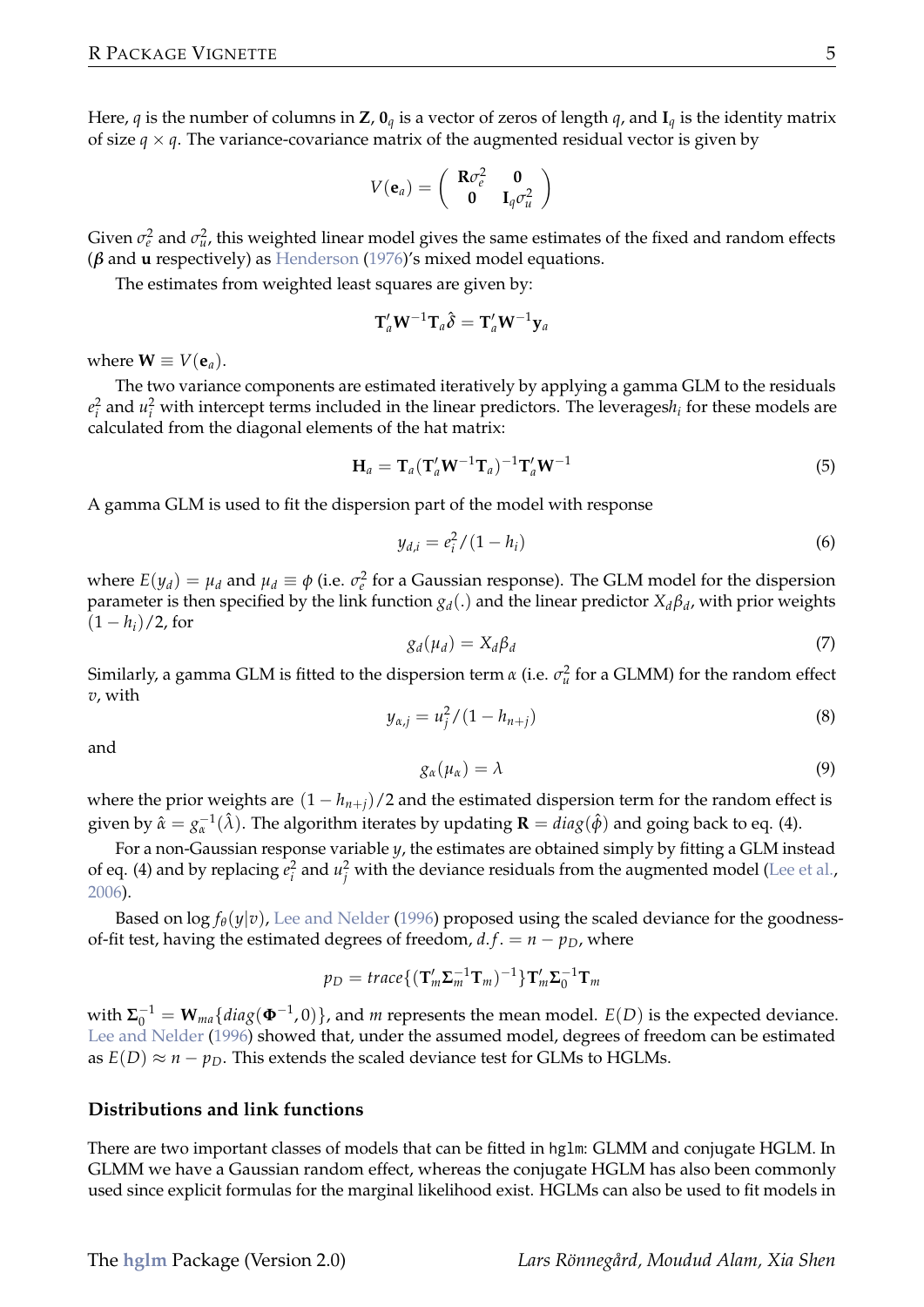Here, $q$ is the number of columns in $\mathbf{Z}$, $\mathbf{0}_q$ is a vector of zeros of length $q$, and $\mathbf{I}_q$ is the identity matrix of size $q \times q$. The variance-covariance matrix of the augmented residual vector is given by

$$V(\mathbf{e}_a) = \begin{pmatrix} \mathbf{R}\sigma_e^2 & \mathbf{0} \\ \mathbf{0} & \mathbf{I}_q\sigma_u^2 \end{pmatrix}$$

Given $\sigma_e^2$ and $\sigma_u^2$, this weighted linear model gives the same estimates of the fixed and random effects ($\boldsymbol{\beta}$ and $\mathbf{u}$ respectively) as Henderson (1976)'s mixed model equations.

The estimates from weighted least squares are given by:

$$\mathbf{T}_a'\mathbf{W}^{-1}\mathbf{T}_a\hat{\delta} = \mathbf{T}_a'\mathbf{W}^{-1}\mathbf{y}_a$$

where $\mathbf{W} \equiv V(\mathbf{e}_a)$.

The two variance components are estimated iteratively by applying a gamma GLM to the residuals $e_i^2$ and $u_i^2$ with intercept terms included in the linear predictors. The leverages$h_i$ for these models are calculated from the diagonal elements of the hat matrix:

$$\mathbf{H}_a = \mathbf{T}_a(\mathbf{T}_a'\mathbf{W}^{-1}\mathbf{T}_a)^{-1}\mathbf{T}_a'\mathbf{W}^{-1} \tag{5}$$

A gamma GLM is used to fit the dispersion part of the model with response

$$y_{d,i} = e_i^2/(1 - h_i) \tag{6}$$

where $E(y_d) = \mu_d$ and $\mu_d \equiv \phi$ (i.e. $\sigma_e^2$ for a Gaussian response). The GLM model for the dispersion parameter is then specified by the link function $g_d(.)$ and the linear predictor $X_d\beta_d$, with prior weights $(1 - h_i)/2$, for

$$g_d(\mu_d) = X_d\beta_d \tag{7}$$

Similarly, a gamma GLM is fitted to the dispersion term $\alpha$ (i.e. $\sigma_u^2$ for a GLMM) for the random effect $v$, with

$$y_{\alpha,j} = u_j^2/(1 - h_{n+j}) \tag{8}$$

and

$$g_\alpha(\mu_\alpha) = \lambda \tag{9}$$

where the prior weights are $(1 - h_{n+j})/2$ and the estimated dispersion term for the random effect is given by $\hat{\alpha} = g_\alpha^{-1}(\hat{\lambda})$. The algorithm iterates by updating $\mathbf{R} = diag(\hat{\phi})$ and going back to eq. (4).

For a non-Gaussian response variable $y$, the estimates are obtained simply by fitting a GLM instead of eq. (4) and by replacing $e_i^2$ and $u_j^2$ with the deviance residuals from the augmented model (Lee et al., 2006).

Based on $\log f_\theta(y|v)$, Lee and Nelder (1996) proposed using the scaled deviance for the goodness-of-fit test, having the estimated degrees of freedom, $d.f. = n - p_D$, where

$$p_D = trace\{(\mathbf{T}_m'\boldsymbol{\Sigma}_m^{-1}\mathbf{T}_m)^{-1}\}\mathbf{T}_m'\boldsymbol{\Sigma}_0^{-1}\mathbf{T}_m$$

with $\boldsymbol{\Sigma}_0^{-1} = \mathbf{W}_{ma}\{diag(\boldsymbol{\Phi}^{-1}, 0)\}$, and $m$ represents the mean model. $E(D)$ is the expected deviance. Lee and Nelder (1996) showed that, under the assumed model, degrees of freedom can be estimated as $E(D) \approx n - p_D$. This extends the scaled deviance test for GLMs to HGLMs.

### Distributions and link functions

There are two important classes of models that can be fitted in `hglm`: GLMM and conjugate HGLM. In GLMM we have a Gaussian random effect, whereas the conjugate HGLM has also been commonly used since explicit formulas for the marginal likelihood exist. HGLMs can also be used to fit models in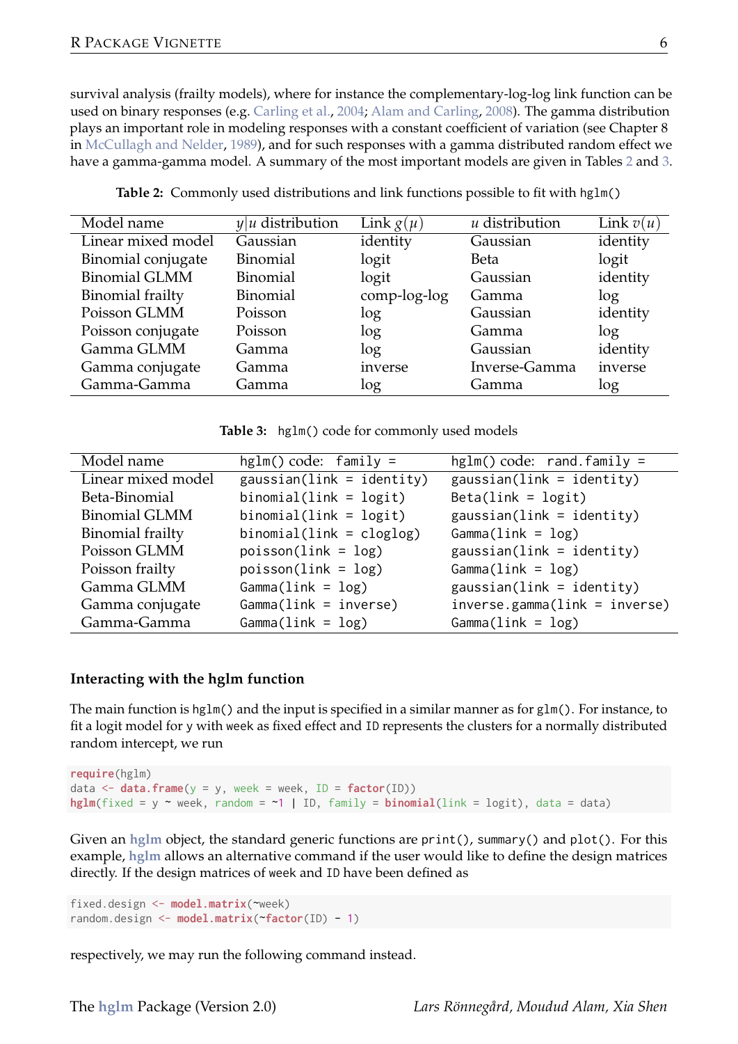survival analysis (frailty models), where for instance the complementary-log-log link function can be used on binary responses (e.g. Carling et al., 2004; Alam and Carling, 2008). The gamma distribution plays an important role in modeling responses with a constant coefficient of variation (see Chapter 8 in McCullagh and Nelder, 1989), and for such responses with a gamma distributed random effect we have a gamma-gamma model. A summary of the most important models are given in Tables 2 and 3.

**Table 2:** Commonly used distributions and link functions possible to fit with `hglm()`

| Model name | $y\|u$ distribution | Link $g(\mu)$ | $u$ distribution | Link $v(u)$ |
|---|---|---|---|---|
| Linear mixed model | Gaussian | identity | Gaussian | identity |
| Binomial conjugate | Binomial | logit | Beta | logit |
| Binomial GLMM | Binomial | logit | Gaussian | identity |
| Binomial frailty | Binomial | comp-log-log | Gamma | log |
| Poisson GLMM | Poisson | log | Gaussian | identity |
| Poisson conjugate | Poisson | log | Gamma | log |
| Gamma GLMM | Gamma | log | Gaussian | identity |
| Gamma conjugate | Gamma | inverse | Inverse-Gamma | inverse |
| Gamma-Gamma | Gamma | log | Gamma | log |

**Table 3:** `hglm()` code for commonly used models

| Model name | `hglm()` code: `family =` | `hglm()` code: `rand.family =` |
|---|---|---|
| Linear mixed model | `gaussian(link = identity)` | `gaussian(link = identity)` |
| Beta-Binomial | `binomial(link = logit)` | `Beta(link = logit)` |
| Binomial GLMM | `binomial(link = logit)` | `gaussian(link = identity)` |
| Binomial frailty | `binomial(link = cloglog)` | `Gamma(link = log)` |
| Poisson GLMM | `poisson(link = log)` | `gaussian(link = identity)` |
| Poisson frailty | `poisson(link = log)` | `Gamma(link = log)` |
| Gamma GLMM | `Gamma(link = log)` | `gaussian(link = identity)` |
| Gamma conjugate | `Gamma(link = inverse)` | `inverse.gamma(link = inverse)` |
| Gamma-Gamma | `Gamma(link = log)` | `Gamma(link = log)` |

### Interacting with the hglm function

The main function is `hglm()` and the input is specified in a similar manner as for `glm()`. For instance, to fit a logit model for `y` with `week` as fixed effect and `ID` represents the clusters for a normally distributed random intercept, we run

```
require(hglm)
data <- data.frame(y = y, week = week, ID = factor(ID))
hglm(fixed = y ~ week, random = ~1 | ID, family = binomial(link = logit), data = data)
```

Given an **hglm** object, the standard generic functions are `print()`, `summary()` and `plot()`. For this example, **hglm** allows an alternative command if the user would like to define the design matrices directly. If the design matrices of `week` and `ID` have been defined as

```
fixed.design <- model.matrix(~week)
random.design <- model.matrix(~factor(ID) - 1)
```

respectively, we may run the following command instead.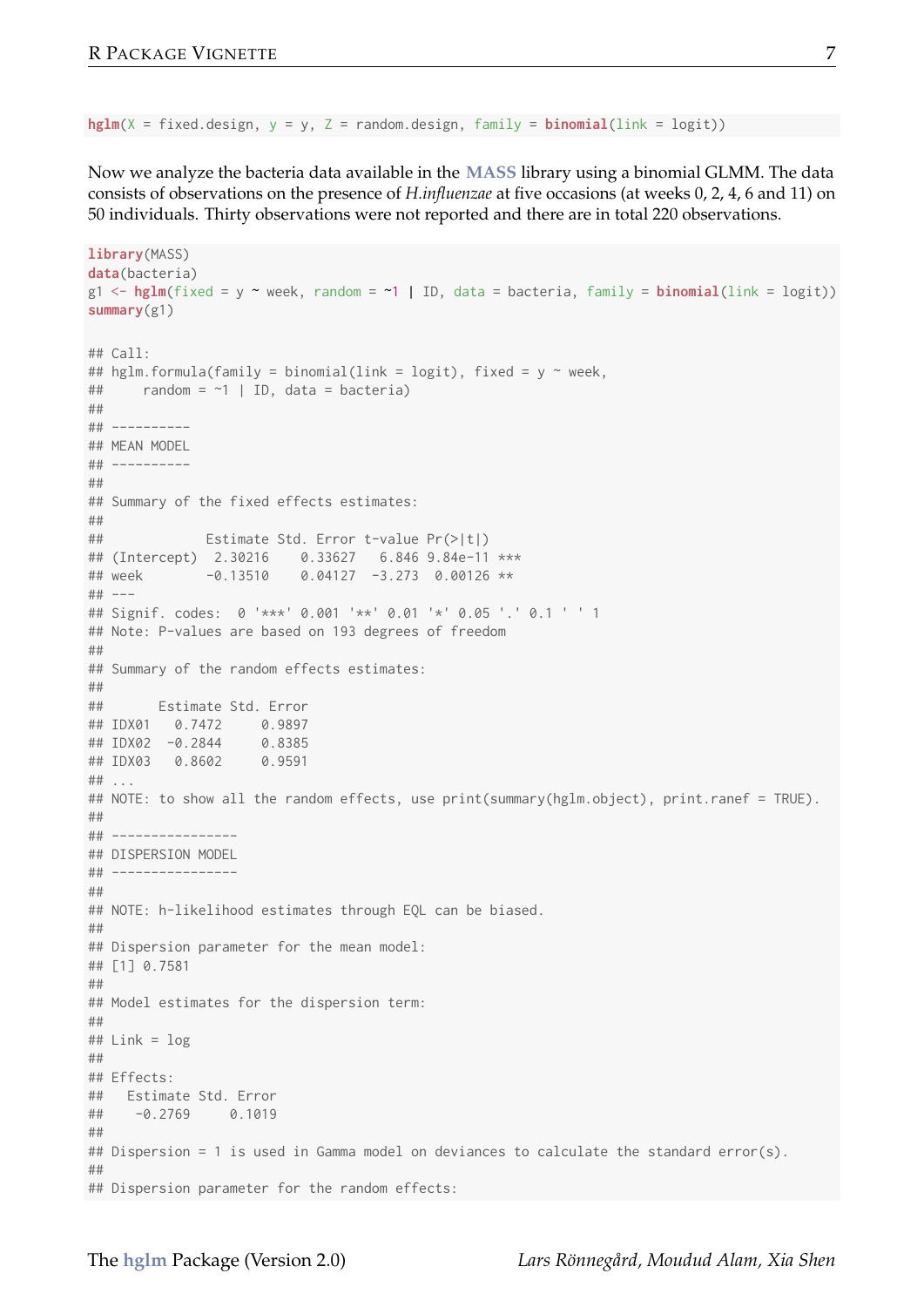```r
hglm(X = fixed.design, y = y, Z = random.design, family = binomial(link = logit))
```

Now we analyze the bacteria data available in the **MASS** library using a binomial GLMM. The data consists of observations on the presence of *H.influenzae* at five occasions (at weeks 0, 2, 4, 6 and 11) on 50 individuals. Thirty observations were not reported and there are in total 220 observations.

```r
library(MASS)
data(bacteria)
g1 <- hglm(fixed = y ~ week, random = ~1 | ID, data = bacteria, family = binomial(link = logit))
summary(g1)

## Call:
## hglm.formula(family = binomial(link = logit), fixed = y ~ week,
##     random = ~1 | ID, data = bacteria)
##
## ----------
## MEAN MODEL
## ----------
##
## Summary of the fixed effects estimates:
##
##             Estimate Std. Error t-value Pr(>|t|)
## (Intercept)  2.30216    0.33627   6.846 9.84e-11 ***
## week        -0.13510    0.04127  -3.273  0.00126 **
## ---
## Signif. codes:  0 '***' 0.001 '**' 0.01 '*' 0.05 '.' 0.1 ' ' 1
## Note: P-values are based on 193 degrees of freedom
##
## Summary of the random effects estimates:
##
##       Estimate Std. Error
## IDX01   0.7472     0.9897
## IDX02  -0.2844     0.8385
## IDX03   0.8602     0.9591
## ...
## NOTE: to show all the random effects, use print(summary(hglm.object), print.ranef = TRUE).
##
## ----------------
## DISPERSION MODEL
## ----------------
##
## NOTE: h-likelihood estimates through EQL can be biased.
##
## Dispersion parameter for the mean model:
## [1] 0.7581
##
## Model estimates for the dispersion term:
##
## Link = log
##
## Effects:
##   Estimate Std. Error
##    -0.2769     0.1019
##
## Dispersion = 1 is used in Gamma model on deviances to calculate the standard error(s).
##
## Dispersion parameter for the random effects:
```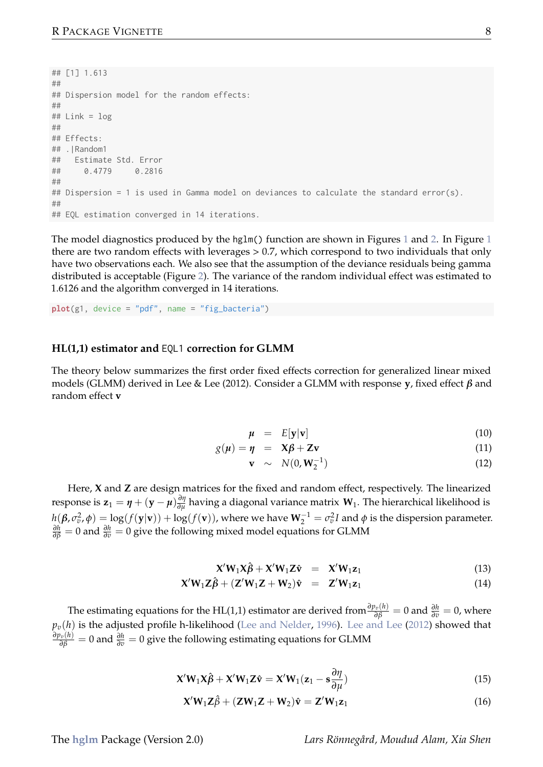```
## [1] 1.613
##
## Dispersion model for the random effects:
##
## Link = log
##
## Effects:
## .|Random1
##   Estimate Std. Error
##     0.4779     0.2816
##
## Dispersion = 1 is used in Gamma model on deviances to calculate the standard error(s).
##
## EQL estimation converged in 14 iterations.
```

The model diagnostics produced by the hglm() function are shown in Figures 1 and 2. In Figure 1 there are two random effects with leverages > 0.7, which correspond to two individuals that only have two observations each. We also see that the assumption of the deviance residuals being gamma distributed is acceptable (Figure 2). The variance of the random individual effect was estimated to 1.6126 and the algorithm converged in 14 iterations.

```r
plot(g1, device = "pdf", name = "fig_bacteria")
```

### HL(1,1) estimator and `EQL1` correction for GLMM

The theory below summarizes the first order fixed effects correction for generalized linear mixed models (GLMM) derived in Lee & Lee (2012). Consider a GLMM with response $\mathbf{y}$, fixed effect $\boldsymbol{\beta}$ and random effect $\mathbf{v}$

$$
\begin{aligned}
\boldsymbol{\mu} &= E[\mathbf{y}|\mathbf{v}] && (10)\\
g(\boldsymbol{\mu}) = \boldsymbol{\eta} &= \mathbf{X}\boldsymbol{\beta} + \mathbf{Z}\mathbf{v} && (11)\\
\mathbf{v} &\sim N(0, \mathbf{W}_2^{-1}) && (12)
\end{aligned}
$$

Here, $\mathbf{X}$ and $\mathbf{Z}$ are design matrices for the fixed and random effect, respectively. The linearized response is $\mathbf{z}_1 = \boldsymbol{\eta} + (\mathbf{y} - \boldsymbol{\mu})\frac{\partial \eta}{\partial \mu}$ having a diagonal variance matrix $\mathbf{W}_1$. The hierarchical likelihood is $h(\boldsymbol{\beta}, \sigma_v^2, \phi) = \log(f(\mathbf{y}|\mathbf{v})) + \log(f(\mathbf{v}))$, where we have $\mathbf{W}_2^{-1} = \sigma_v^2 I$ and $\phi$ is the dispersion parameter. $\frac{\partial h}{\partial \beta} = 0$ and $\frac{\partial h}{\partial v} = 0$ give the following mixed model equations for GLMM

$$
\begin{aligned}
\mathbf{X}'\mathbf{W}_1\mathbf{X}\hat{\boldsymbol{\beta}} + \mathbf{X}'\mathbf{W}_1\mathbf{Z}\hat{\mathbf{v}} &= \mathbf{X}'\mathbf{W}_1\mathbf{z}_1 && (13)\\
\mathbf{X}'\mathbf{W}_1\mathbf{Z}\hat{\boldsymbol{\beta}} + (\mathbf{Z}'\mathbf{W}_1\mathbf{Z} + \mathbf{W}_2)\hat{\mathbf{v}} &= \mathbf{Z}'\mathbf{W}_1\mathbf{z}_1 && (14)
\end{aligned}
$$

The estimating equations for the HL(1,1) estimator are derived from $\frac{\partial p_v(h)}{\partial \beta} = 0$ and $\frac{\partial h}{\partial v} = 0$, where $p_v(h)$ is the adjusted profile h-likelihood (Lee and Nelder, 1996). Lee and Lee (2012) showed that $\frac{\partial p_v(h)}{\partial \beta} = 0$ and $\frac{\partial h}{\partial v} = 0$ give the following estimating equations for GLMM

$$
\mathbf{X}'\mathbf{W}_1\mathbf{X}\hat{\boldsymbol{\beta}} + \mathbf{X}'\mathbf{W}_1\mathbf{Z}\hat{\mathbf{v}} = \mathbf{X}'\mathbf{W}_1(\mathbf{z}_1 - \mathbf{s}\frac{\partial \eta}{\partial \mu}) \qquad (15)
$$

$$
\mathbf{X}'\mathbf{W}_1\mathbf{Z}\hat{\beta} + (\mathbf{Z}\mathbf{W}_1\mathbf{Z} + \mathbf{W}_2)\hat{\mathbf{v}} = \mathbf{Z}'\mathbf{W}_1\mathbf{z}_1 \qquad (16)
$$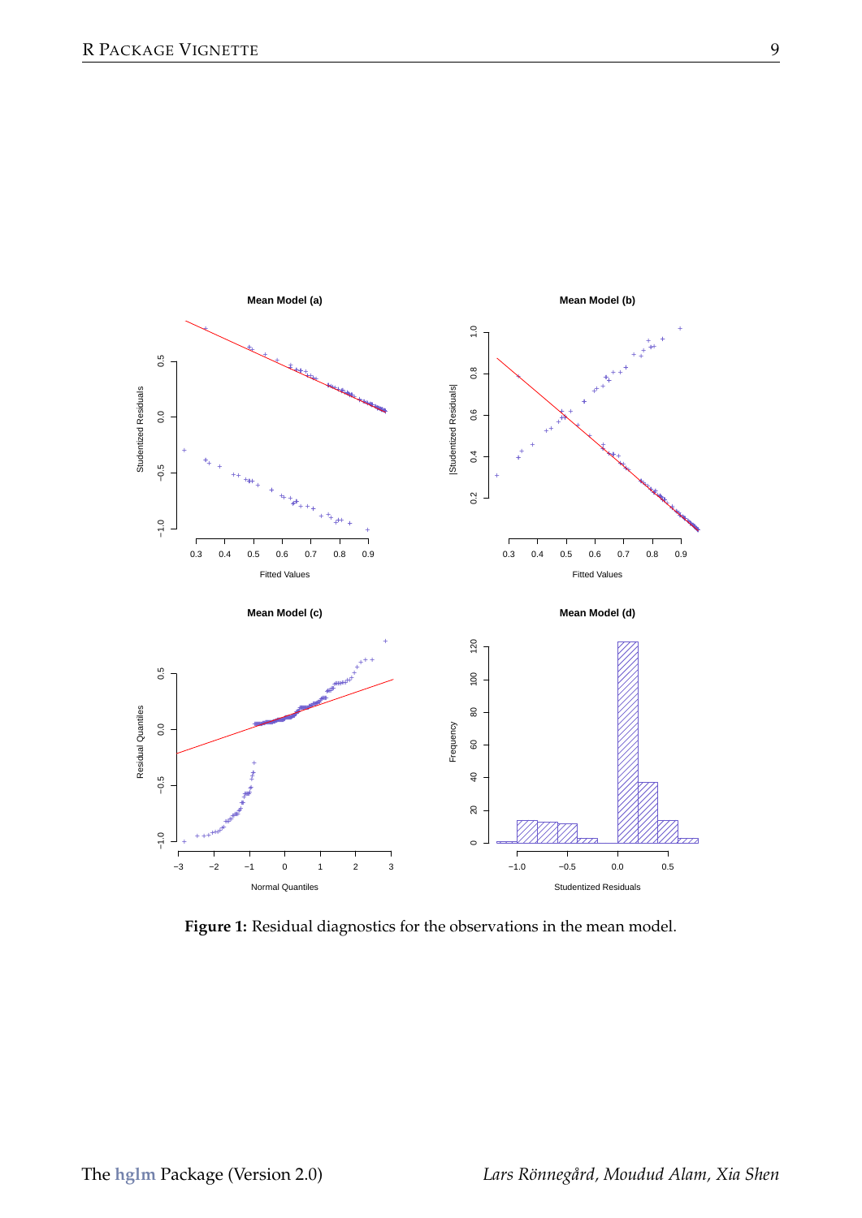**Figure 1:** Residual diagnostics for the observations in the mean model.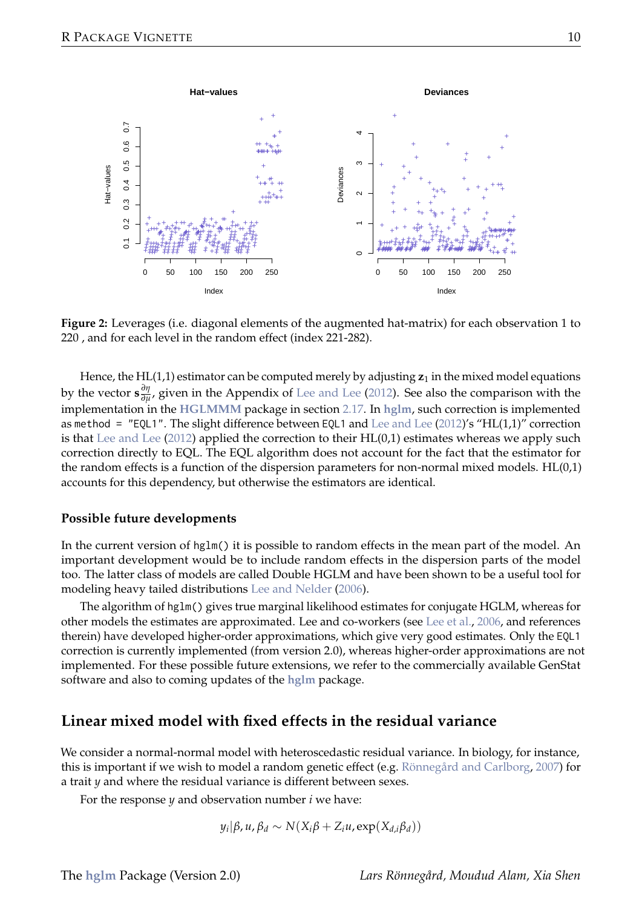**Figure 2:** Leverages (i.e. diagonal elements of the augmented hat-matrix) for each observation 1 to 220 , and for each level in the random effect (index 221-282).

Hence, the HL(1,1) estimator can be computed merely by adjusting $\mathbf{z}_1$ in the mixed model equations by the vector $\mathbf{s}\frac{\partial \eta}{\partial \mu}$, given in the Appendix of Lee and Lee (2012). See also the comparison with the implementation in the **HGLMMM** package in section 2.17. In **hglm**, such correction is implemented as `method = "EQL1"`. The slight difference between `EQL1` and Lee and Lee (2012)'s "HL(1,1)" correction is that Lee and Lee (2012) applied the correction to their HL(0,1) estimates whereas we apply such correction directly to EQL. The EQL algorithm does not account for the fact that the estimator for the random effects is a function of the dispersion parameters for non-normal mixed models. HL(0,1) accounts for this dependency, but otherwise the estimators are identical.

### Possible future developments

In the current version of `hglm()` it is possible to random effects in the mean part of the model. An important development would be to include random effects in the dispersion parts of the model too. The latter class of models are called Double HGLM and have been shown to be a useful tool for modeling heavy tailed distributions Lee and Nelder (2006).

The algorithm of `hglm()` gives true marginal likelihood estimates for conjugate HGLM, whereas for other models the estimates are approximated. Lee and co-workers (see Lee et al., 2006, and references therein) have developed higher-order approximations, which give very good estimates. Only the `EQL1` correction is currently implemented (from version 2.0), whereas higher-order approximations are not implemented. For these possible future extensions, we refer to the commercially available GenStat software and also to coming updates of the **hglm** package.

## Linear mixed model with fixed effects in the residual variance

We consider a normal-normal model with heteroscedastic residual variance. In biology, for instance, this is important if we wish to model a random genetic effect (e.g. Rönnegård and Carlborg, 2007) for a trait $y$ and where the residual variance is different between sexes.

For the response $y$ and observation number $i$ we have:

$$y_i|\beta, u, \beta_d \sim N(X_i\beta + Z_i u, \exp(X_{d,i}\beta_d))$$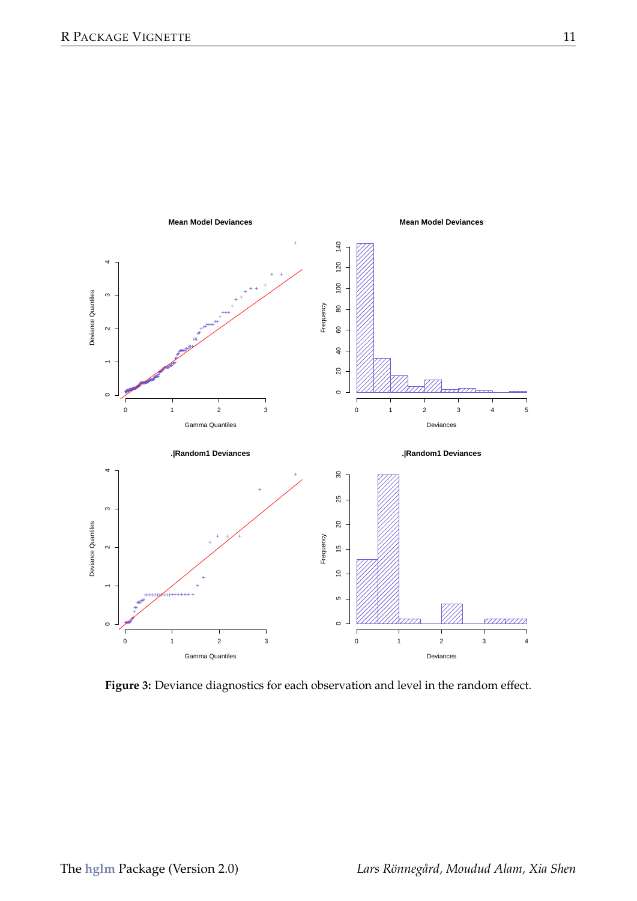**Figure 3:** Deviance diagnostics for each observation and level in the random effect.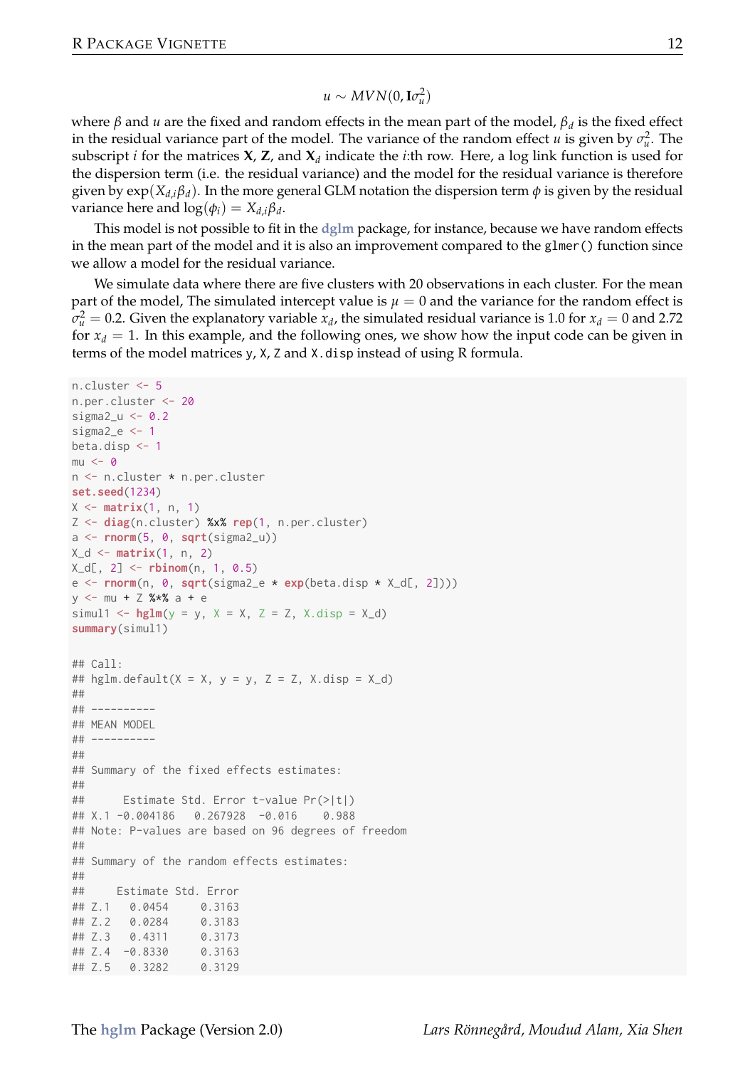$$u \sim MVN(0, \mathbf{I}\sigma_u^2)$$

where $\beta$ and $u$ are the fixed and random effects in the mean part of the model, $\beta_d$ is the fixed effect in the residual variance part of the model. The variance of the random effect $u$ is given by $\sigma_u^2$. The subscript $i$ for the matrices $\mathbf{X}$, $\mathbf{Z}$, and $\mathbf{X}_d$ indicate the $i$:th row. Here, a log link function is used for the dispersion term (i.e. the residual variance) and the model for the residual variance is therefore given by $\exp(X_{d,i}\beta_d)$. In the more general GLM notation the dispersion term $\phi$ is given by the residual variance here and $\log(\phi_i) = X_{d,i}\beta_d$.

This model is not possible to fit in the **dglm** package, for instance, because we have random effects in the mean part of the model and it is also an improvement compared to the `glmer()` function since we allow a model for the residual variance.

We simulate data where there are five clusters with 20 observations in each cluster. For the mean part of the model, The simulated intercept value is $\mu = 0$ and the variance for the random effect is $\sigma_u^2 = 0.2$. Given the explanatory variable $x_d$, the simulated residual variance is 1.0 for $x_d = 0$ and 2.72 for $x_d = 1$. In this example, and the following ones, we show how the input code can be given in terms of the model matrices `y`, `X`, `Z` and `X.disp` instead of using R formula.

```
n.cluster <- 5
n.per.cluster <- 20
sigma2_u <- 0.2
sigma2_e <- 1
beta.disp <- 1
mu <- 0
n <- n.cluster * n.per.cluster
set.seed(1234)
X <- matrix(1, n, 1)
Z <- diag(n.cluster) %x% rep(1, n.per.cluster)
a <- rnorm(5, 0, sqrt(sigma2_u))
X_d <- matrix(1, n, 2)
X_d[, 2] <- rbinom(n, 1, 0.5)
e <- rnorm(n, 0, sqrt(sigma2_e * exp(beta.disp * X_d[, 2])))
y <- mu + Z %*% a + e
simul1 <- hglm(y = y, X = X, Z = Z, X.disp = X_d)
summary(simul1)

## Call:
## hglm.default(X = X, y = y, Z = Z, X.disp = X_d)
##
## ----------
## MEAN MODEL
## ----------
##
## Summary of the fixed effects estimates:
##
##      Estimate Std. Error t-value Pr(>|t|)
## X.1 -0.004186   0.267928  -0.016    0.988
## Note: P-values are based on 96 degrees of freedom
##
## Summary of the random effects estimates:
##
##     Estimate Std. Error
## Z.1   0.0454     0.3163
## Z.2   0.0284     0.3183
## Z.3   0.4311     0.3173
## Z.4  -0.8330     0.3163
## Z.5   0.3282     0.3129
```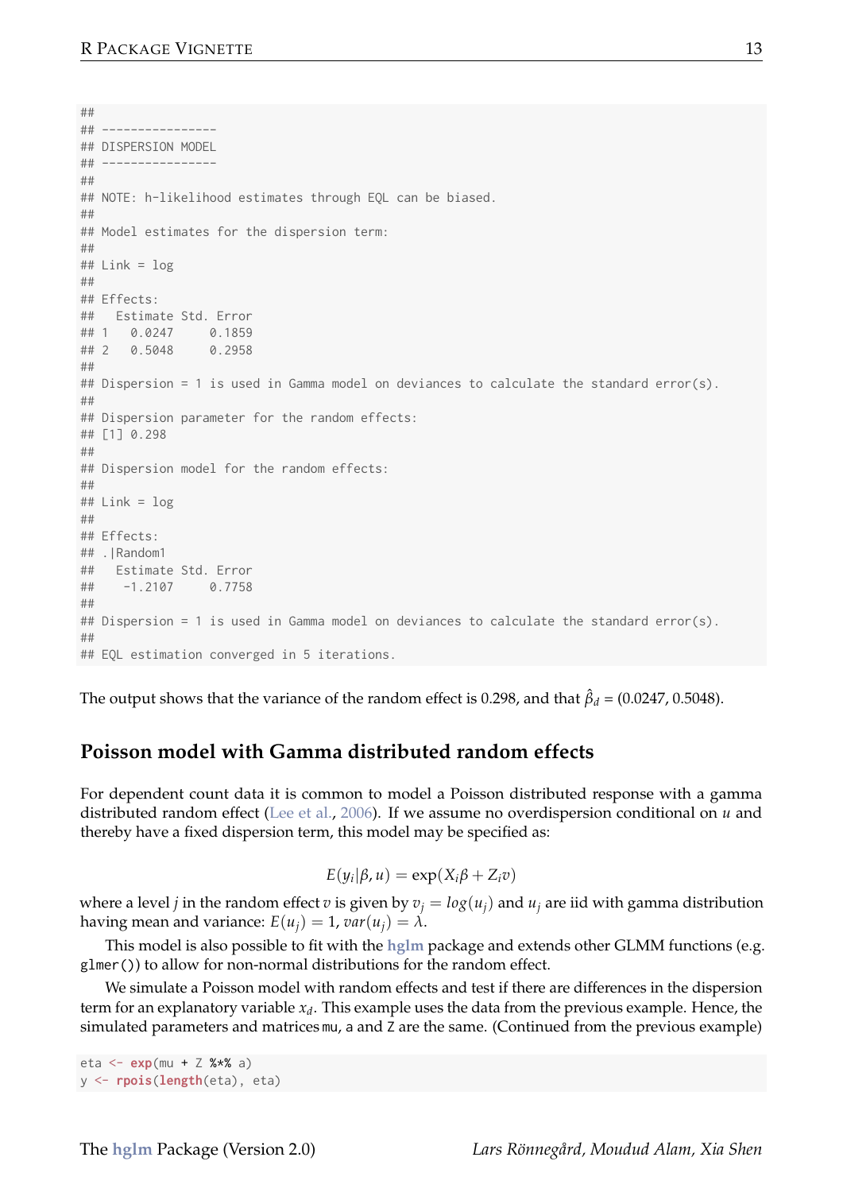```
##
## ----------------
## DISPERSION MODEL
## ----------------
##
## NOTE: h-likelihood estimates through EQL can be biased.
##
## Model estimates for the dispersion term:
##
## Link = log
##
## Effects:
##   Estimate Std. Error
## 1   0.0247     0.1859
## 2   0.5048     0.2958
##
## Dispersion = 1 is used in Gamma model on deviances to calculate the standard error(s).
##
## Dispersion parameter for the random effects:
## [1] 0.298
##
## Dispersion model for the random effects:
##
## Link = log
##
## Effects:
## .|Random1
##   Estimate Std. Error
##    -1.2107     0.7758
##
## Dispersion = 1 is used in Gamma model on deviances to calculate the standard error(s).
##
## EQL estimation converged in 5 iterations.
```

The output shows that the variance of the random effect is 0.298, and that $\hat{\beta}_d$ = (0.0247, 0.5048).

## Poisson model with Gamma distributed random effects

For dependent count data it is common to model a Poisson distributed response with a gamma distributed random effect (Lee et al., 2006). If we assume no overdispersion conditional on $u$ and thereby have a fixed dispersion term, this model may be specified as:

$$E(y_i|\beta, u) = \exp(X_i\beta + Z_i v)$$

where a level $j$ in the random effect $v$ is given by $v_j = log(u_j)$ and $u_j$ are iid with gamma distribution having mean and variance: $E(u_j) = 1$, $var(u_j) = \lambda$.

This model is also possible to fit with the **hglm** package and extends other GLMM functions (e.g. `glmer()`) to allow for non-normal distributions for the random effect.

We simulate a Poisson model with random effects and test if there are differences in the dispersion term for an explanatory variable $x_d$. This example uses the data from the previous example. Hence, the simulated parameters and matrices mu, a and Z are the same. (Continued from the previous example)

```
eta <- exp(mu + Z %*% a)
y <- rpois(length(eta), eta)
```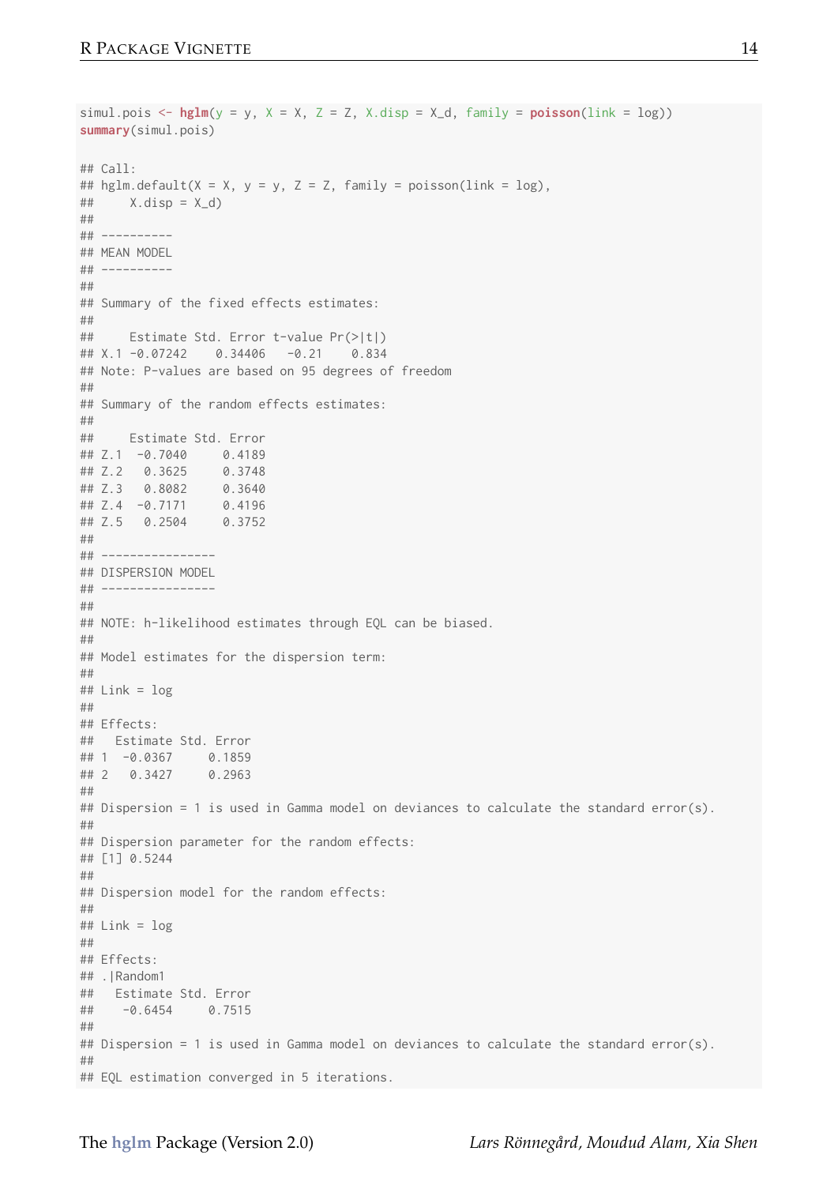```
simul.pois <- hglm(y = y, X = X, Z = Z, X.disp = X_d, family = poisson(link = log))
summary(simul.pois)

## Call:
## hglm.default(X = X, y = y, Z = Z, family = poisson(link = log),
##     X.disp = X_d)
##
## ----------
## MEAN MODEL
## ----------
##
## Summary of the fixed effects estimates:
##
##     Estimate Std. Error t-value Pr(>|t|)
## X.1 -0.07242    0.34406   -0.21    0.834
## Note: P-values are based on 95 degrees of freedom
##
## Summary of the random effects estimates:
##
##     Estimate Std. Error
## Z.1  -0.7040     0.4189
## Z.2   0.3625     0.3748
## Z.3   0.8082     0.3640
## Z.4  -0.7171     0.4196
## Z.5   0.2504     0.3752
##
## ----------------
## DISPERSION MODEL
## ----------------
##
## NOTE: h-likelihood estimates through EQL can be biased.
##
## Model estimates for the dispersion term:
##
## Link = log
##
## Effects:
##   Estimate Std. Error
## 1  -0.0367     0.1859
## 2   0.3427     0.2963
##
## Dispersion = 1 is used in Gamma model on deviances to calculate the standard error(s).
##
## Dispersion parameter for the random effects:
## [1] 0.5244
##
## Dispersion model for the random effects:
##
## Link = log
##
## Effects:
## .|Random1
##   Estimate Std. Error
##    -0.6454     0.7515
##
## Dispersion = 1 is used in Gamma model on deviances to calculate the standard error(s).
##
## EQL estimation converged in 5 iterations.
```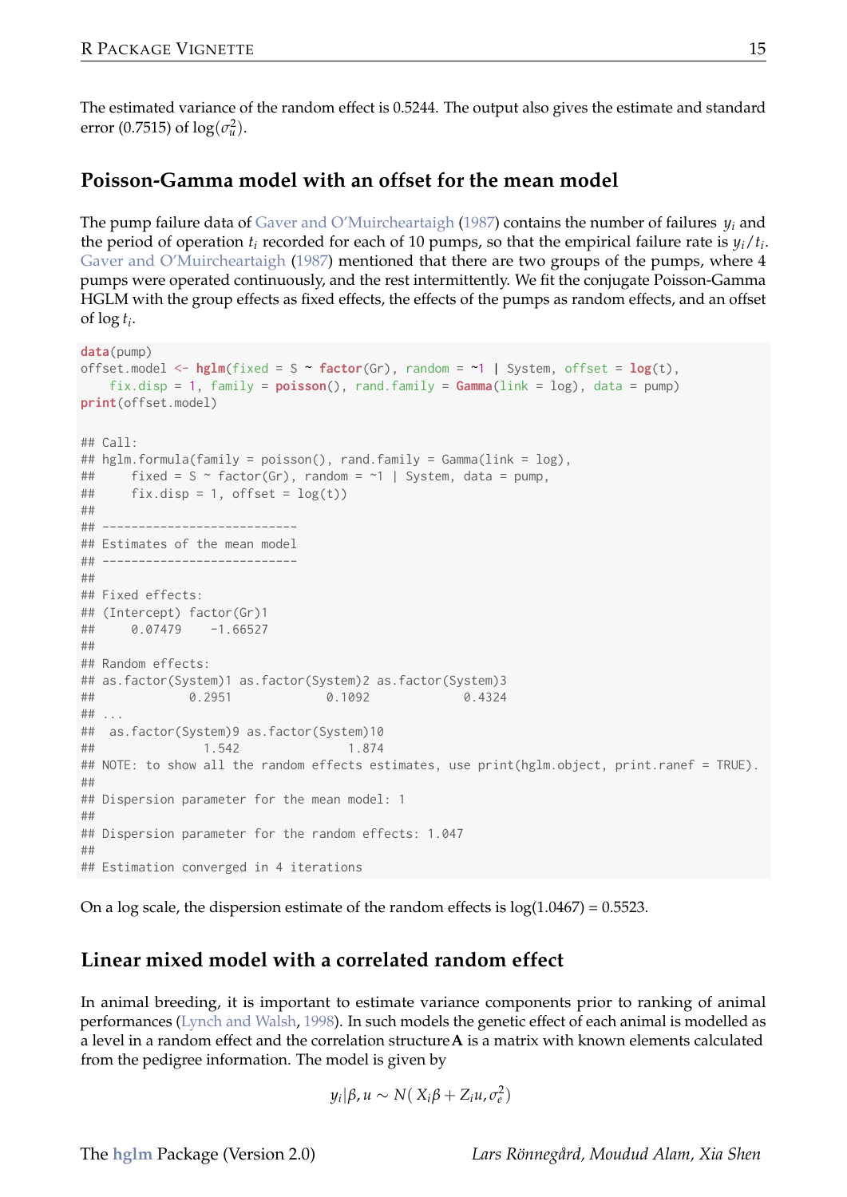The estimated variance of the random effect is 0.5244. The output also gives the estimate and standard error (0.7515) of $\log(\sigma_u^2)$.

## Poisson-Gamma model with an offset for the mean model

The pump failure data of Gaver and O'Muircheartaigh (1987) contains the number of failures $y_i$ and the period of operation $t_i$ recorded for each of 10 pumps, so that the empirical failure rate is $y_i/t_i$. Gaver and O'Muircheartaigh (1987) mentioned that there are two groups of the pumps, where 4 pumps were operated continuously, and the rest intermittently. We fit the conjugate Poisson-Gamma HGLM with the group effects as fixed effects, the effects of the pumps as random effects, and an offset of $\log t_i$.

```
data(pump)
offset.model <- hglm(fixed = S ~ factor(Gr), random = ~1 | System, offset = log(t),
    fix.disp = 1, family = poisson(), rand.family = Gamma(link = log), data = pump)
print(offset.model)

## Call:
## hglm.formula(family = poisson(), rand.family = Gamma(link = log),
##     fixed = S ~ factor(Gr), random = ~1 | System, data = pump,
##     fix.disp = 1, offset = log(t))
##
## --------------------------
## Estimates of the mean model
## --------------------------
##
## Fixed effects:
## (Intercept) factor(Gr)1
##     0.07479    -1.66527
##
## Random effects:
## as.factor(System)1 as.factor(System)2 as.factor(System)3
##            0.2951             0.1092             0.4324
## ...
##  as.factor(System)9 as.factor(System)10
##              1.542              1.874
## NOTE: to show all the random effects estimates, use print(hglm.object, print.ranef = TRUE).
##
## Dispersion parameter for the mean model: 1
##
## Dispersion parameter for the random effects: 1.047
##
## Estimation converged in 4 iterations
```

On a log scale, the dispersion estimate of the random effects is log(1.0467) = 0.5523.

## Linear mixed model with a correlated random effect

In animal breeding, it is important to estimate variance components prior to ranking of animal performances (Lynch and Walsh, 1998). In such models the genetic effect of each animal is modelled as a level in a random effect and the correlation structure $\mathbf{A}$ is a matrix with known elements calculated from the pedigree information. The model is given by

$$y_i|\beta, u \sim N(X_i\beta + Z_i u, \sigma_e^2)$$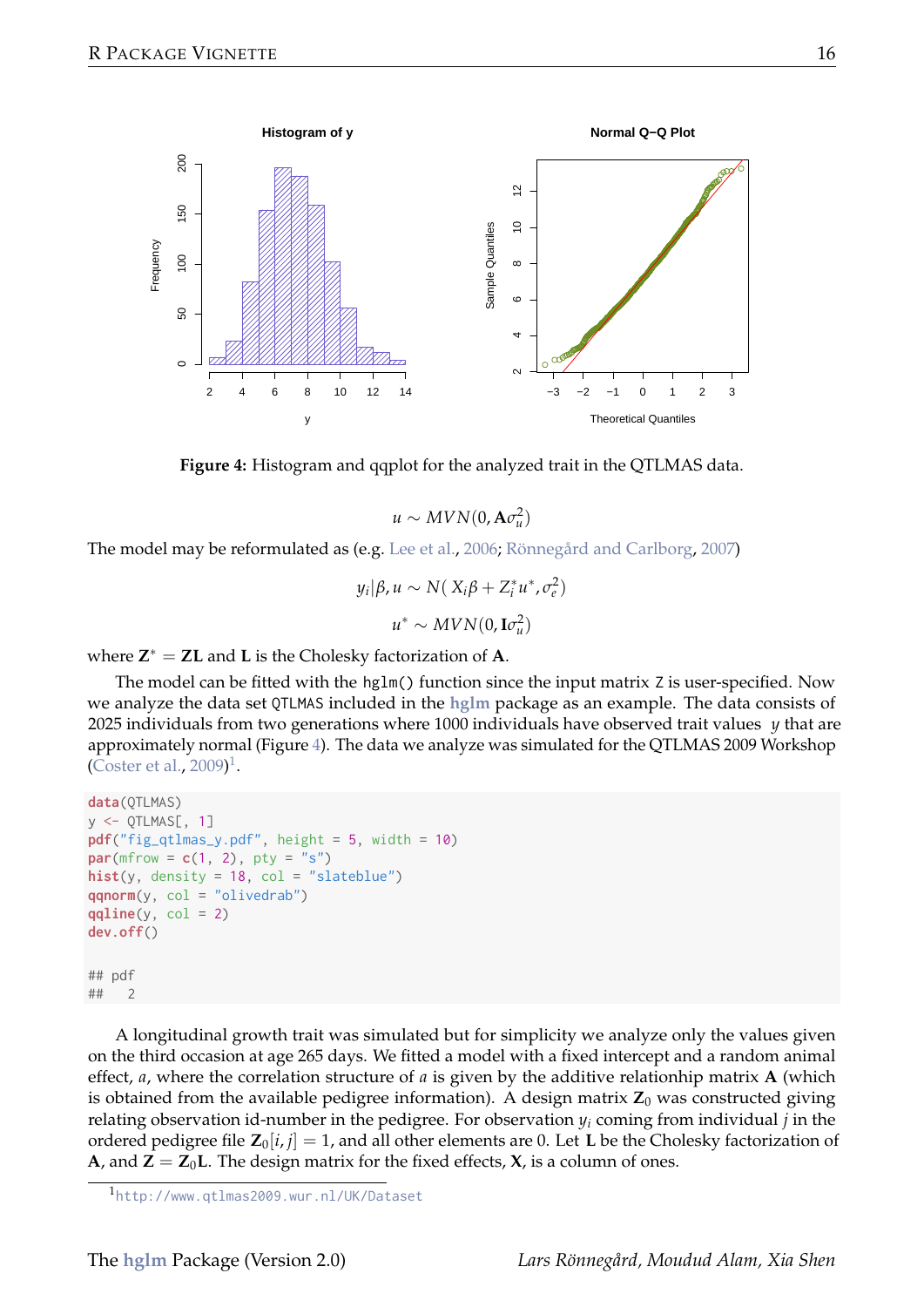**Figure 4:** Histogram and qqplot for the analyzed trait in the QTLMAS data.

$$u \sim MVN(0, \mathbf{A}\sigma_u^2)$$

The model may be reformulated as (e.g. Lee et al., 2006; Rönnegård and Carlborg, 2007)

$$y_i|\beta, u \sim N(\, X_i\beta + Z_i^* u^*, \sigma_e^2)$$

$$u^* \sim MVN(0, \mathbf{I}\sigma_u^2)$$

where $\mathbf{Z}^* = \mathbf{Z}\mathbf{L}$ and $\mathbf{L}$ is the Cholesky factorization of $\mathbf{A}$.

The model can be fitted with the `hglm()` function since the input matrix `Z` is user-specified. Now we analyze the data set `QTLMAS` included in the **hglm** package as an example. The data consists of 2025 individuals from two generations where 1000 individuals have observed trait values $y$ that are approximately normal (Figure 4). The data we analyze was simulated for the QTLMAS 2009 Workshop (Coster et al., 2009)[1].

```
data(QTLMAS)
y <- QTLMAS[, 1]
pdf("fig_qtlmas_y.pdf", height = 5, width = 10)
par(mfrow = c(1, 2), pty = "s")
hist(y, density = 18, col = "slateblue")
qqnorm(y, col = "olivedrab")
qqline(y, col = 2)
dev.off()

## pdf
##   2
```

A longitudinal growth trait was simulated but for simplicity we analyze only the values given on the third occasion at age 265 days. We fitted a model with a fixed intercept and a random animal effect, $a$, where the correlation structure of $a$ is given by the additive relationship matrix $\mathbf{A}$ (which is obtained from the available pedigree information). A design matrix $\mathbf{Z}_0$ was constructed giving relating observation id-number in the pedigree. For observation $y_i$ coming from individual $j$ in the ordered pedigree file $\mathbf{Z}_0[i, j] = 1$, and all other elements are 0. Let $\mathbf{L}$ be the Cholesky factorization of $\mathbf{A}$, and $\mathbf{Z} = \mathbf{Z}_0\mathbf{L}$. The design matrix for the fixed effects, $\mathbf{X}$, is a column of ones.

[1] http://www.qtlmas2009.wur.nl/UK/Dataset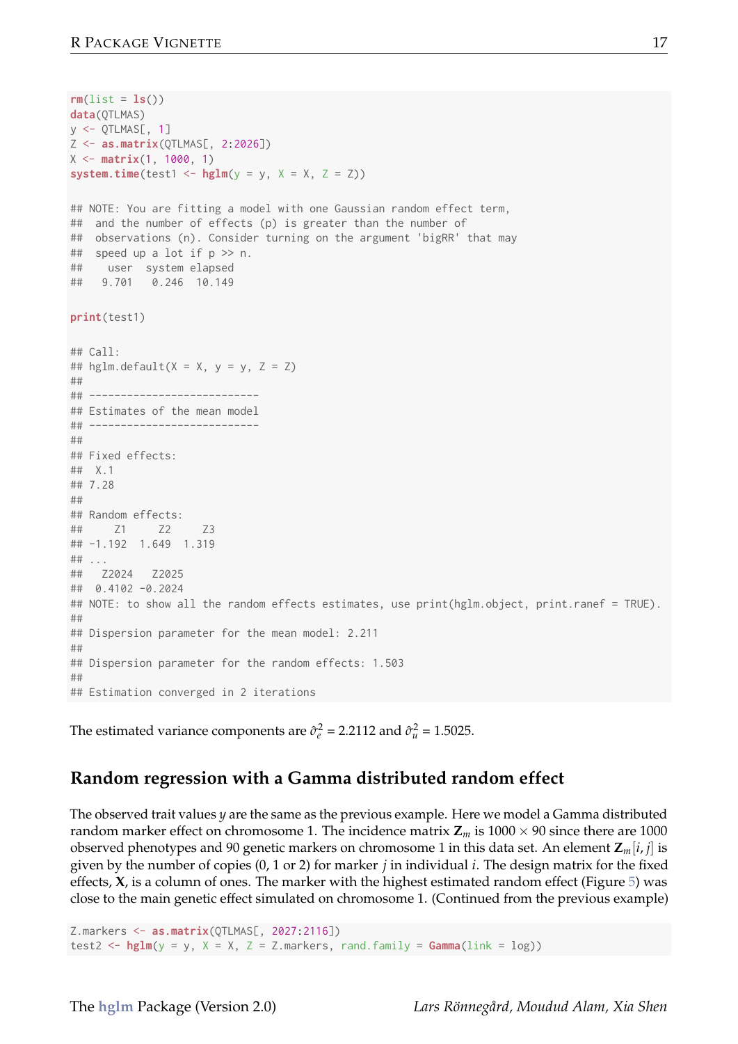```
rm(list = ls())
data(QTLMAS)
y <- QTLMAS[, 1]
Z <- as.matrix(QTLMAS[, 2:2026])
X <- matrix(1, 1000, 1)
system.time(test1 <- hglm(y = y, X = X, Z = Z))

## NOTE: You are fitting a model with one Gaussian random effect term,
##  and the number of effects (p) is greater than the number of
##  observations (n). Consider turning on the argument 'bigRR' that may
##  speed up a lot if p >> n.
##    user  system elapsed
##   9.701   0.246  10.149

print(test1)

## Call:
## hglm.default(X = X, y = y, Z = Z)
##
## ----------------------------
## Estimates of the mean model
## ----------------------------
##
## Fixed effects:
##  X.1
## 7.28
##
## Random effects:
##     Z1     Z2     Z3
## -1.192  1.649  1.319
## ...
##   Z2024   Z2025
##  0.4102 -0.2024
## NOTE: to show all the random effects estimates, use print(hglm.object, print.ranef = TRUE).
##
## Dispersion parameter for the mean model: 2.211
##
## Dispersion parameter for the random effects: 1.503
##
## Estimation converged in 2 iterations
```

The estimated variance components are $\hat{\sigma}_e^2 = 2.2112$ and $\hat{\sigma}_u^2 = 1.5025$.

## Random regression with a Gamma distributed random effect

The observed trait values $y$ are the same as the previous example. Here we model a Gamma distributed random marker effect on chromosome 1. The incidence matrix $\mathbf{Z}_m$ is $1000 \times 90$ since there are 1000 observed phenotypes and 90 genetic markers on chromosome 1 in this data set. An element $\mathbf{Z}_m[i, j]$ is given by the number of copies (0, 1 or 2) for marker $j$ in individual $i$. The design matrix for the fixed effects, $\mathbf{X}$, is a column of ones. The marker with the highest estimated random effect (Figure 5) was close to the main genetic effect simulated on chromosome 1. (Continued from the previous example)

```
Z.markers <- as.matrix(QTLMAS[, 2027:2116])
test2 <- hglm(y = y, X = X, Z = Z.markers, rand.family = Gamma(link = log))
```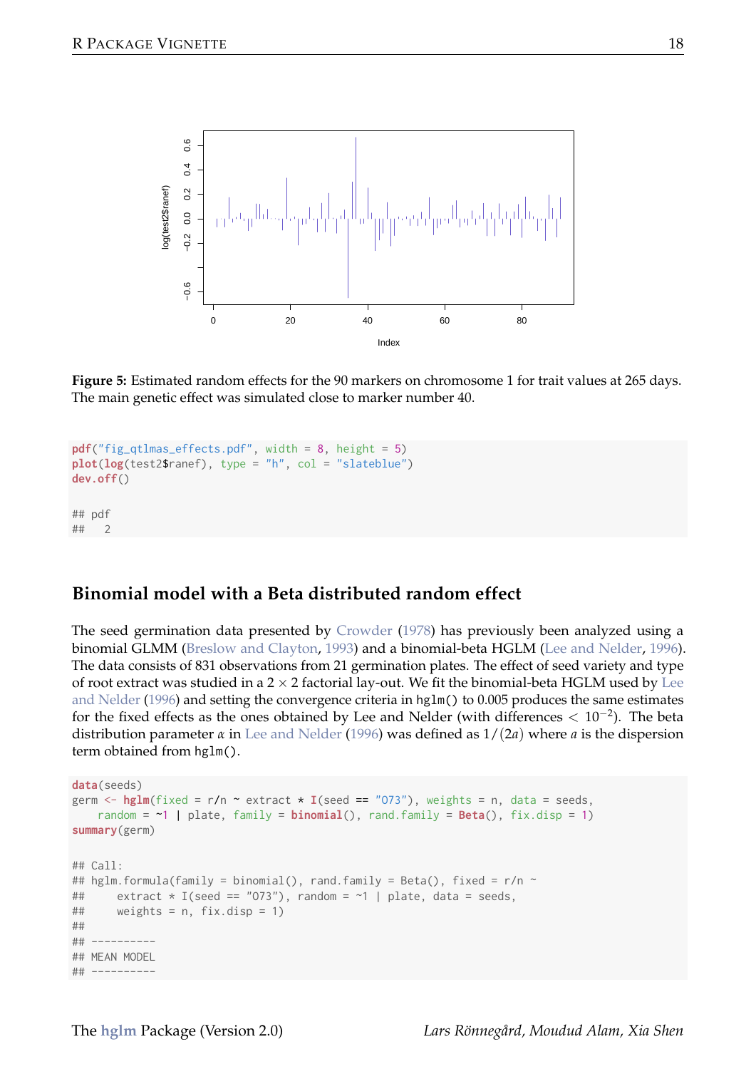**Figure 5:** Estimated random effects for the 90 markers on chromosome 1 for trait values at 265 days. The main genetic effect was simulated close to marker number 40.

```
pdf("fig_qtlmas_effects.pdf", width = 8, height = 5)
plot(log(test2$ranef), type = "h", col = "slateblue")
dev.off()

## pdf
##   2
```

## Binomial model with a Beta distributed random effect

The seed germination data presented by Crowder (1978) has previously been analyzed using a binomial GLMM (Breslow and Clayton, 1993) and a binomial-beta HGLM (Lee and Nelder, 1996). The data consists of 831 observations from 21 germination plates. The effect of seed variety and type of root extract was studied in a $2 \times 2$ factorial lay-out. We fit the binomial-beta HGLM used by Lee and Nelder (1996) and setting the convergence criteria in `hglm()` to 0.005 produces the same estimates for the fixed effects as the ones obtained by Lee and Nelder (with differences $< 10^{-2}$). The beta distribution parameter $\alpha$ in Lee and Nelder (1996) was defined as $1/(2a)$ where $a$ is the dispersion term obtained from `hglm()`.

```
data(seeds)
germ <- hglm(fixed = r/n ~ extract * I(seed == "O73"), weights = n, data = seeds,
    random = ~1 | plate, family = binomial(), rand.family = Beta(), fix.disp = 1)
summary(germ)

## Call:
## hglm.formula(family = binomial(), rand.family = Beta(), fixed = r/n ~
##     extract * I(seed == "O73"), random = ~1 | plate, data = seeds,
##     weights = n, fix.disp = 1)
##
## ----------
## MEAN MODEL
## ----------
```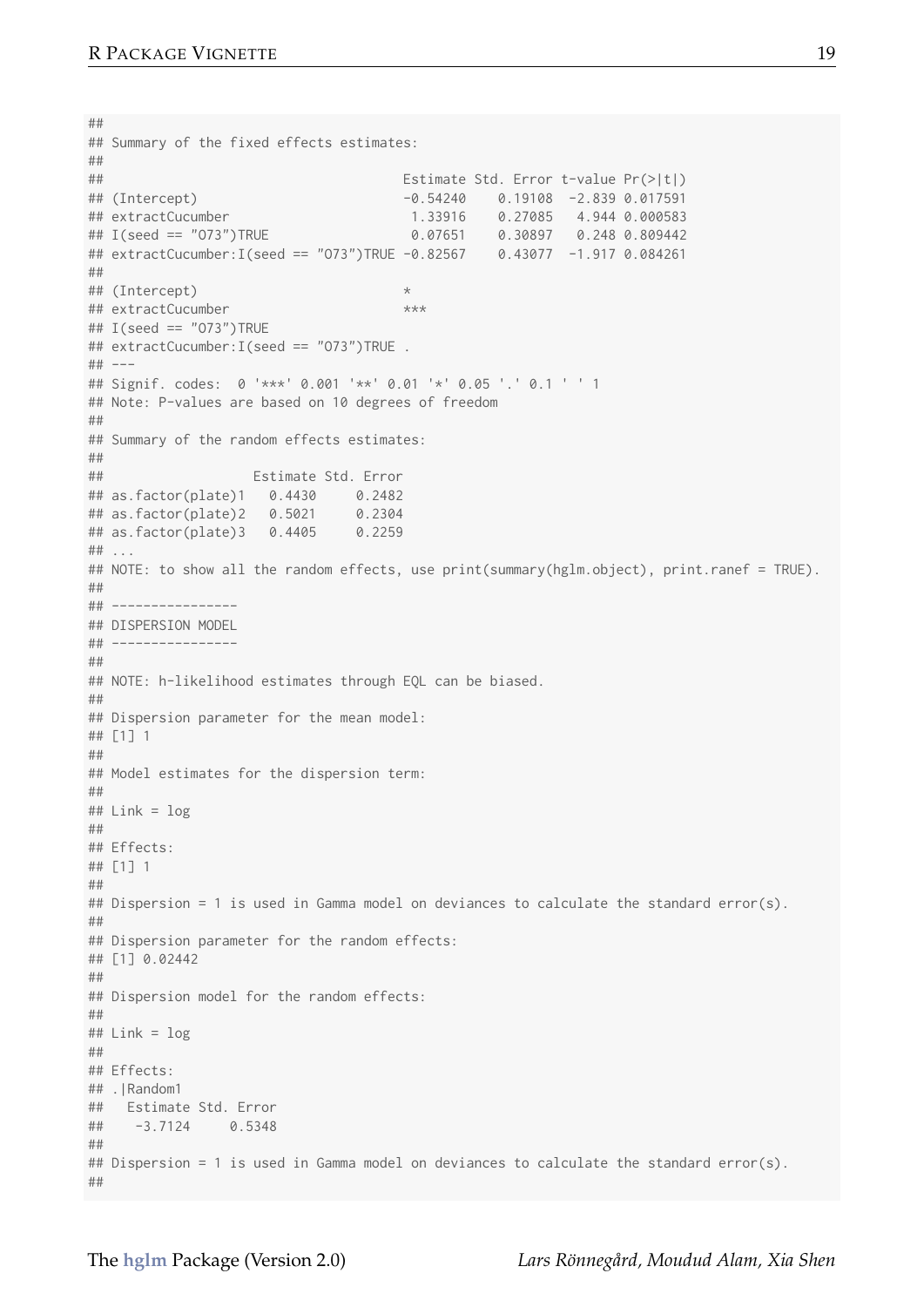```
##
## Summary of the fixed effects estimates:
##
##                                     Estimate Std. Error t-value Pr(>|t|)
## (Intercept)                         -0.54240    0.19108  -2.839 0.017591
## extractCucumber                      1.33916    0.27085   4.944 0.000583
## I(seed == "O73")TRUE                 0.07651    0.30897   0.248 0.809442
## extractCucumber:I(seed == "O73")TRUE -0.82567    0.43077  -1.917 0.084261
##
## (Intercept)                         *
## extractCucumber                     ***
## I(seed == "O73")TRUE
## extractCucumber:I(seed == "O73")TRUE .
## ---
## Signif. codes:  0 '***' 0.001 '**' 0.01 '*' 0.05 '.' 0.1 ' ' 1
## Note: P-values are based on 10 degrees of freedom
##
## Summary of the random effects estimates:
##
##                  Estimate Std. Error
## as.factor(plate)1   0.4430     0.2482
## as.factor(plate)2   0.5021     0.2304
## as.factor(plate)3   0.4405     0.2259
## ...
## NOTE: to show all the random effects, use print(summary(hglm.object), print.ranef = TRUE).
##
## ----------------
## DISPERSION MODEL
## ----------------
##
## NOTE: h-likelihood estimates through EQL can be biased.
##
## Dispersion parameter for the mean model:
## [1] 1
##
## Model estimates for the dispersion term:
##
## Link = log
##
## Effects:
## [1] 1
##
## Dispersion = 1 is used in Gamma model on deviances to calculate the standard error(s).
##
## Dispersion parameter for the random effects:
## [1] 0.02442
##
## Dispersion model for the random effects:
##
## Link = log
##
## Effects:
## .|Random1
##   Estimate Std. Error
##    -3.7124     0.5348
##
## Dispersion = 1 is used in Gamma model on deviances to calculate the standard error(s).
##
```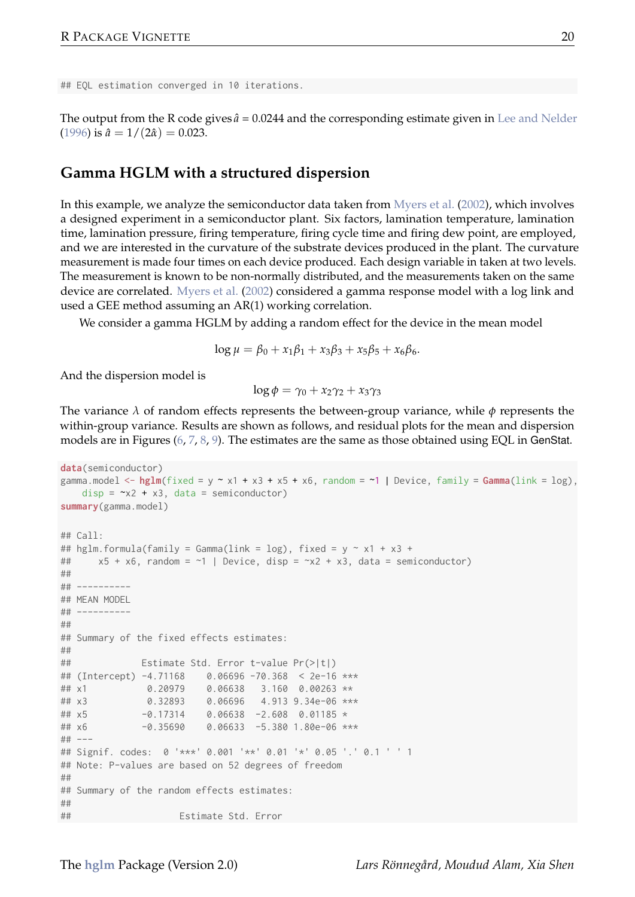```
## EQL estimation converged in 10 iterations.
```

The output from the R code gives $\hat{a}$ = 0.0244 and the corresponding estimate given in Lee and Nelder (1996) is $\hat{a} = 1/(2\hat{\alpha}) = 0.023$.

## Gamma HGLM with a structured dispersion

In this example, we analyze the semiconductor data taken from Myers et al. (2002), which involves a designed experiment in a semiconductor plant. Six factors, lamination temperature, lamination time, lamination pressure, firing temperature, firing cycle time and firing dew point, are employed, and we are interested in the curvature of the substrate devices produced in the plant. The curvature measurement is made four times on each device produced. Each design variable in taken at two levels. The measurement is known to be non-normally distributed, and the measurements taken on the same device are correlated. Myers et al. (2002) considered a gamma response model with a log link and used a GEE method assuming an AR(1) working correlation.

We consider a gamma HGLM by adding a random effect for the device in the mean model

$$\log \mu = \beta_0 + x_1\beta_1 + x_3\beta_3 + x_5\beta_5 + x_6\beta_6.$$

And the dispersion model is

$$\log \phi = \gamma_0 + x_2\gamma_2 + x_3\gamma_3$$

The variance $\lambda$ of random effects represents the between-group variance, while $\phi$ represents the within-group variance. Results are shown as follows, and residual plots for the mean and dispersion models are in Figures (6, 7, 8, 9). The estimates are the same as those obtained using EQL in GenStat.

```
data(semiconductor)
gamma.model <- hglm(fixed = y ~ x1 + x3 + x5 + x6, random = ~1 | Device, family = Gamma(link = log),
    disp = ~x2 + x3, data = semiconductor)
summary(gamma.model)

## Call:
## hglm.formula(family = Gamma(link = log), fixed = y ~ x1 + x3 +
##     x5 + x6, random = ~1 | Device, disp = ~x2 + x3, data = semiconductor)
##
## ----------
## MEAN MODEL
## ----------
##
## Summary of the fixed effects estimates:
##
##             Estimate Std. Error t-value Pr(>|t|)
## (Intercept) -4.71168    0.06696 -70.368  < 2e-16 ***
## x1           0.20979    0.06638   3.160  0.00263 **
## x3           0.32893    0.06696   4.913 9.34e-06 ***
## x5          -0.17314    0.06638  -2.608  0.01185 *
## x6          -0.35690    0.06633  -5.380 1.80e-06 ***
## ---
## Signif. codes:  0 '***' 0.001 '**' 0.01 '*' 0.05 '.' 0.1 ' ' 1
## Note: P-values are based on 52 degrees of freedom
##
## Summary of the random effects estimates:
##
##                   Estimate Std. Error
```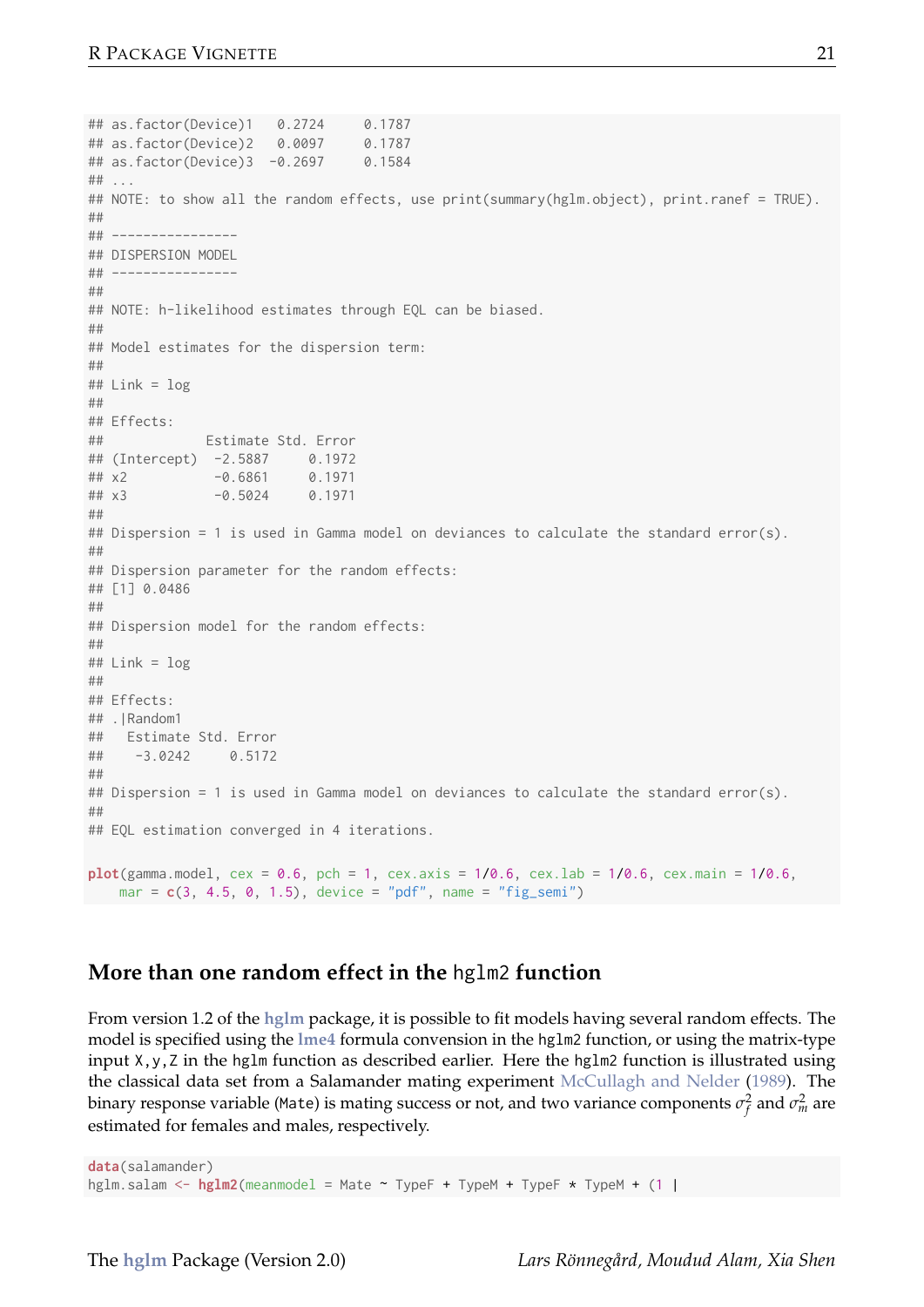```
## as.factor(Device)1   0.2724     0.1787
## as.factor(Device)2   0.0097     0.1787
## as.factor(Device)3  -0.2697     0.1584
## ...
## NOTE: to show all the random effects, use print(summary(hglm.object), print.ranef = TRUE).
##
## ----------------
## DISPERSION MODEL
## ----------------
##
## NOTE: h-likelihood estimates through EQL can be biased.
##
## Model estimates for the dispersion term:
##
## Link = log
##
## Effects:
##             Estimate Std. Error
## (Intercept)  -2.5887     0.1972
## x2           -0.6861     0.1971
## x3           -0.5024     0.1971
##
## Dispersion = 1 is used in Gamma model on deviances to calculate the standard error(s).
##
## Dispersion parameter for the random effects:
## [1] 0.0486
##
## Dispersion model for the random effects:
##
## Link = log
##
## Effects:
## .|Random1
##   Estimate Std. Error
##    -3.0242     0.5172
##
## Dispersion = 1 is used in Gamma model on deviances to calculate the standard error(s).
##
## EQL estimation converged in 4 iterations.
```

```
plot(gamma.model, cex = 0.6, pch = 1, cex.axis = 1/0.6, cex.lab = 1/0.6, cex.main = 1/0.6,
    mar = c(3, 4.5, 0, 1.5), device = "pdf", name = "fig_semi")
```

## More than one random effect in the `hglm2` function

From version 1.2 of the **hglm** package, it is possible to fit models having several random effects. The model is specified using the **lme4** formula convension in the `hglm2` function, or using the matrix-type input `X,y,Z` in the `hglm` function as described earlier. Here the `hglm2` function is illustrated using the classical data set from a Salamander mating experiment McCullagh and Nelder (1989). The binary response variable (`Mate`) is mating success or not, and two variance components $\sigma_f^2$ and $\sigma_m^2$ are estimated for females and males, respectively.

```
data(salamander)
hglm.salam <- hglm2(meanmodel = Mate ~ TypeF + TypeM + TypeF * TypeM + (1 |
```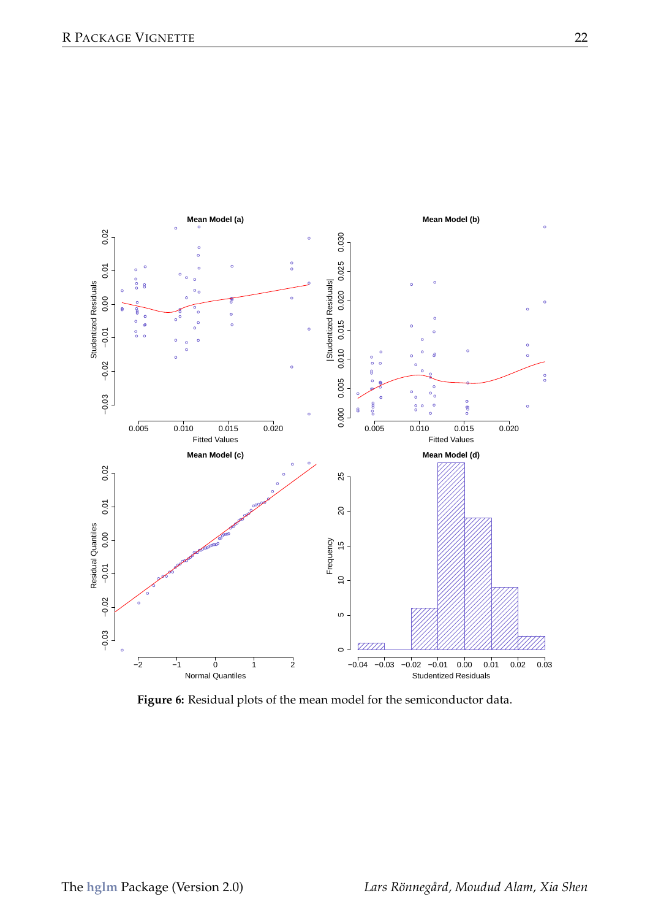**Figure 6:** Residual plots of the mean model for the semiconductor data.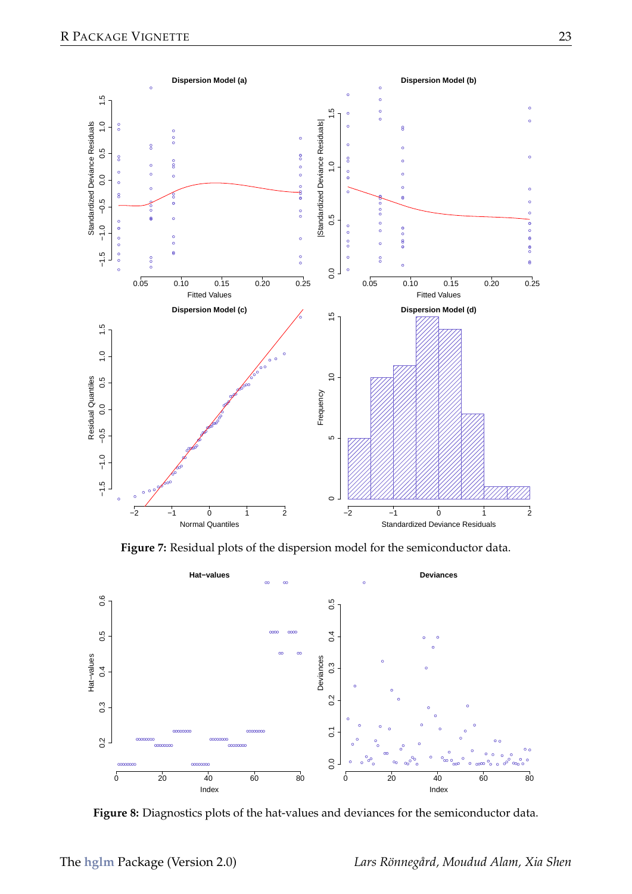**Figure 7:** Residual plots of the dispersion model for the semiconductor data.

**Figure 8:** Diagnostics plots of the hat-values and deviances for the semiconductor data.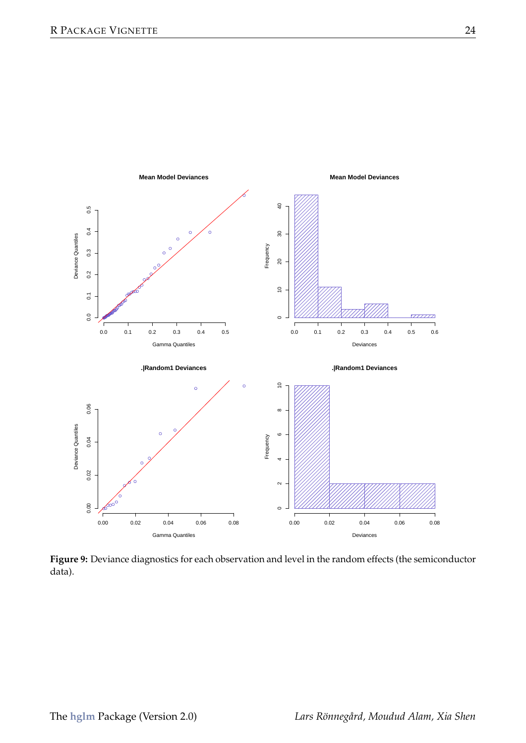**Figure 9:** Deviance diagnostics for each observation and level in the random effects (the semiconductor data).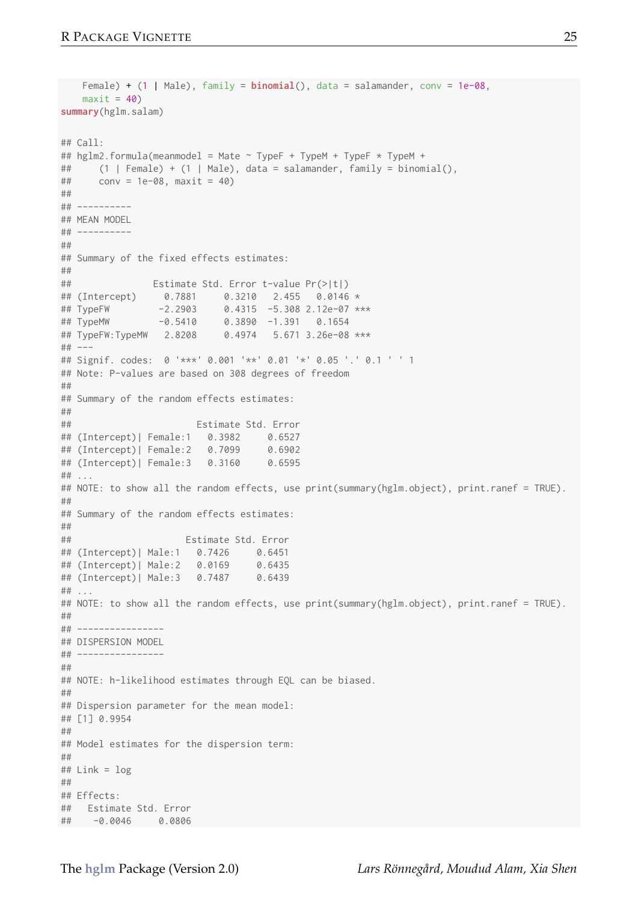```
    Female) + (1 | Male), family = binomial(), data = salamander, conv = 1e-08,
    maxit = 40)
summary(hglm.salam)

## Call:
## hglm2.formula(meanmodel = Mate ~ TypeF + TypeM + TypeF * TypeM +
##     (1 | Female) + (1 | Male), data = salamander, family = binomial(),
##     conv = 1e-08, maxit = 40)
##
## ----------
## MEAN MODEL
## ----------
##
## Summary of the fixed effects estimates:
##
##               Estimate Std. Error t-value Pr(>|t|)
## (Intercept)     0.7881     0.3210   2.455   0.0146 *
## TypeFW         -2.2903     0.4315  -5.308 2.12e-07 ***
## TypeMW         -0.5410     0.3890  -1.391   0.1654
## TypeFW:TypeMW   2.8208     0.4974   5.671 3.26e-08 ***
## ---
## Signif. codes:  0 '***' 0.001 '**' 0.01 '*' 0.05 '.' 0.1 ' ' 1
## Note: P-values are based on 308 degrees of freedom
##
## Summary of the random effects estimates:
##
##                       Estimate Std. Error
## (Intercept)| Female:1   0.3982     0.6527
## (Intercept)| Female:2   0.7099     0.6902
## (Intercept)| Female:3   0.3160     0.6595
## ...
## NOTE: to show all the random effects, use print(summary(hglm.object), print.ranef = TRUE).
##
## Summary of the random effects estimates:
##
##                     Estimate Std. Error
## (Intercept)| Male:1   0.7426     0.6451
## (Intercept)| Male:2   0.0169     0.6435
## (Intercept)| Male:3   0.7487     0.6439
## ...
## NOTE: to show all the random effects, use print(summary(hglm.object), print.ranef = TRUE).
##
## ----------------
## DISPERSION MODEL
## ----------------
##
## NOTE: h-likelihood estimates through EQL can be biased.
##
## Dispersion parameter for the mean model:
## [1] 0.9954
##
## Model estimates for the dispersion term:
##
## Link = log
##
## Effects:
##   Estimate Std. Error
##    -0.0046     0.0806
```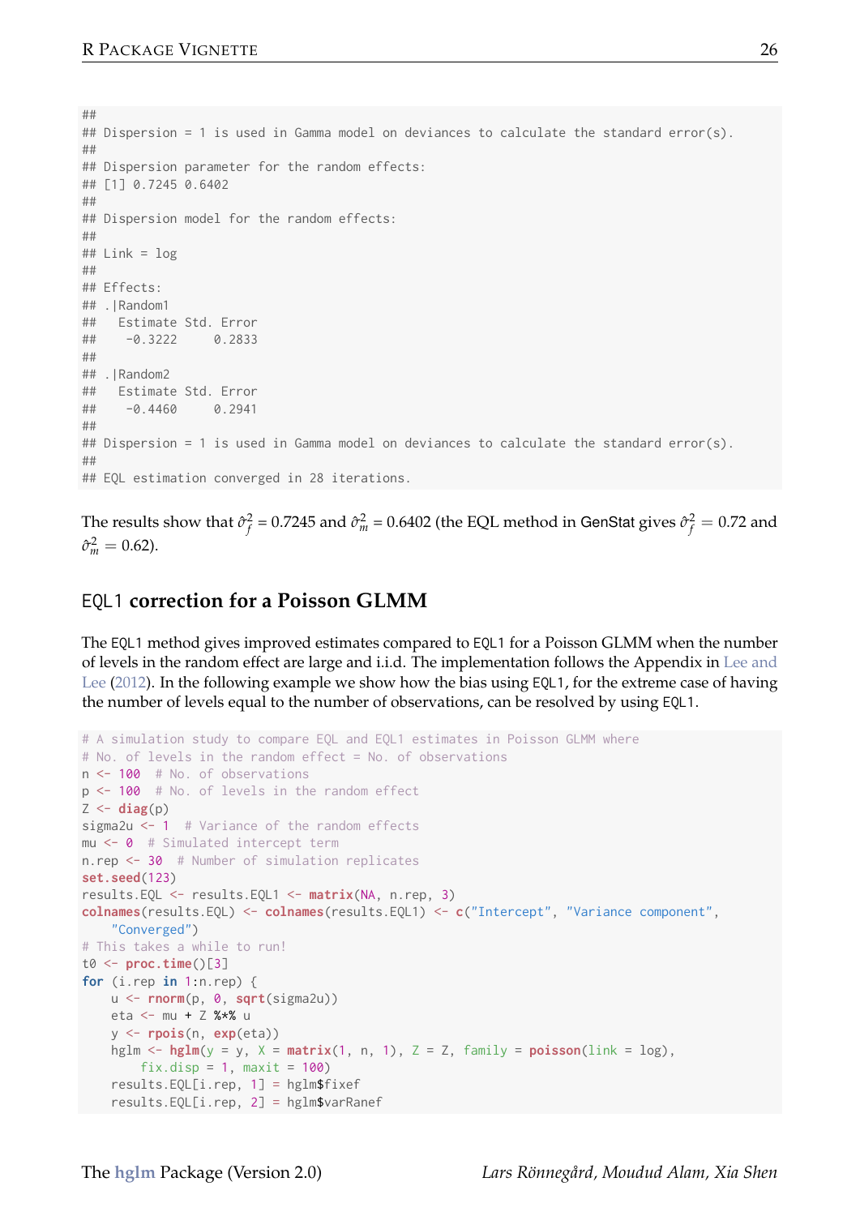```
##
## Dispersion = 1 is used in Gamma model on deviances to calculate the standard error(s).
##
## Dispersion parameter for the random effects:
## [1] 0.7245 0.6402
##
## Dispersion model for the random effects:
##
## Link = log
##
## Effects:
## .|Random1
##   Estimate Std. Error
##    -0.3222     0.2833
##
## .|Random2
##   Estimate Std. Error
##    -0.4460     0.2941
##
## Dispersion = 1 is used in Gamma model on deviances to calculate the standard error(s).
##
## EQL estimation converged in 28 iterations.
```

The results show that $\hat{\sigma}^2_f = 0.7245$ and $\hat{\sigma}^2_m = 0.6402$ (the EQL method in GenStat gives $\hat{\sigma}^2_f = 0.72$ and $\hat{\sigma}^2_m = 0.62$).

## EQL1 correction for a Poisson GLMM

The EQL1 method gives improved estimates compared to EQL1 for a Poisson GLMM when the number of levels in the random effect are large and i.i.d. The implementation follows the Appendix in Lee and Lee (2012). In the following example we show how the bias using EQL1, for the extreme case of having the number of levels equal to the number of observations, can be resolved by using EQL1.

```
# A simulation study to compare EQL and EQL1 estimates in Poisson GLMM where
# No. of levels in the random effect = No. of observations
n <- 100  # No. of observations
p <- 100  # No. of levels in the random effect
Z <- diag(p)
sigma2u <- 1  # Variance of the random effects
mu <- 0  # Simulated intercept term
n.rep <- 30  # Number of simulation replicates
set.seed(123)
results.EQL <- results.EQL1 <- matrix(NA, n.rep, 3)
colnames(results.EQL) <- colnames(results.EQL1) <- c("Intercept", "Variance component",
    "Converged")
# This takes a while to run!
t0 <- proc.time()[3]
for (i.rep in 1:n.rep) {
    u <- rnorm(p, 0, sqrt(sigma2u))
    eta <- mu + Z %*% u
    y <- rpois(n, exp(eta))
    hglm <- hglm(y = y, X = matrix(1, n, 1), Z = Z, family = poisson(link = log),
        fix.disp = 1, maxit = 100)
    results.EQL[i.rep, 1] = hglm$fixef
    results.EQL[i.rep, 2] = hglm$varRanef
```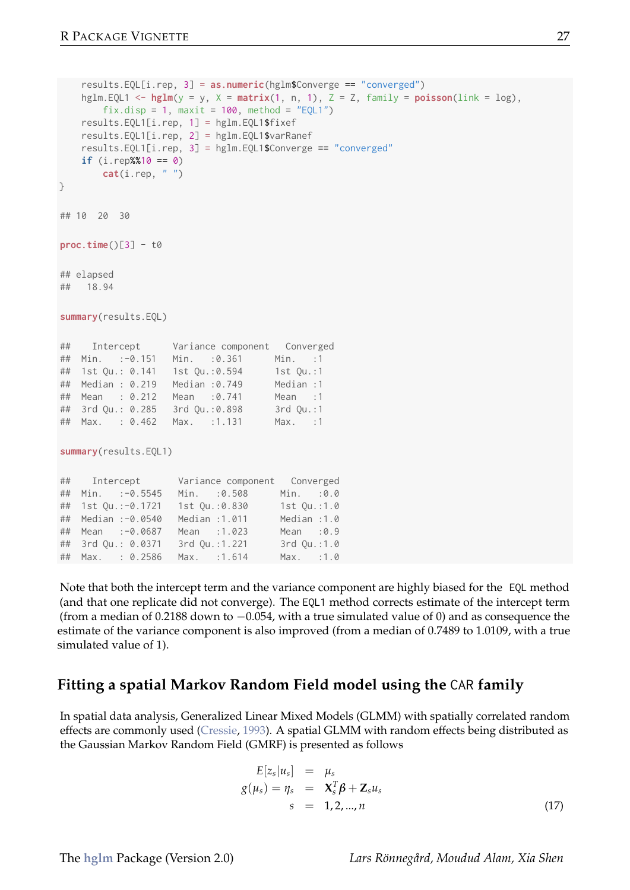```
    results.EQL[i.rep, 3] = as.numeric(hglm$Converge == "converged")
    hglm.EQL1 <- hglm(y = y, X = matrix(1, n, 1), Z = Z, family = poisson(link = log),
        fix.disp = 1, maxit = 100, method = "EQL1")
    results.EQL1[i.rep, 1] = hglm.EQL1$fixef
    results.EQL1[i.rep, 2] = hglm.EQL1$varRanef
    results.EQL1[i.rep, 3] = hglm.EQL1$Converge == "converged"
    if (i.rep%%10 == 0)
        cat(i.rep, " ")
}

## 10  20  30

proc.time()[3] - t0

## elapsed
##   18.94

summary(results.EQL)

##    Intercept      Variance component   Converged
##  Min.   :-0.151   Min.   :0.361      Min.   :1
##  1st Qu.: 0.141   1st Qu.:0.594      1st Qu.:1
##  Median : 0.219   Median :0.749      Median :1
##  Mean   : 0.212   Mean   :0.741      Mean   :1
##  3rd Qu.: 0.285   3rd Qu.:0.898      3rd Qu.:1
##  Max.   : 0.462   Max.   :1.131      Max.   :1

summary(results.EQL1)

##    Intercept       Variance component   Converged
##  Min.   :-0.5545   Min.   :0.508      Min.   :0.0
##  1st Qu.:-0.1721   1st Qu.:0.830      1st Qu.:1.0
##  Median :-0.0540   Median :1.011      Median :1.0
##  Mean   :-0.0687   Mean   :1.023      Mean   :0.9
##  3rd Qu.: 0.0371   3rd Qu.:1.221      3rd Qu.:1.0
##  Max.   : 0.2586   Max.   :1.614      Max.   :1.0
```

Note that both the intercept term and the variance component are highly biased for the `EQL` method (and that one replicate did not converge). The `EQL1` method corrects estimate of the intercept term (from a median of 0.2188 down to −0.054, with a true simulated value of 0) and as consequence the estimate of the variance component is also improved (from a median of 0.7489 to 1.0109, with a true simulated value of 1).

## Fitting a spatial Markov Random Field model using the `CAR` family

In spatial data analysis, Generalized Linear Mixed Models (GLMM) with spatially correlated random effects are commonly used (Cressie, 1993). A spatial GLMM with random effects being distributed as the Gaussian Markov Random Field (GMRF) is presented as follows

$$
\begin{aligned}
E[z_s|u_s] &= \mu_s \\
g(\mu_s) = \eta_s &= \mathbf{X}_s^T \boldsymbol{\beta} + \mathbf{Z}_s u_s \\
s &= 1, 2, ..., n
\end{aligned}
\tag{17}
$$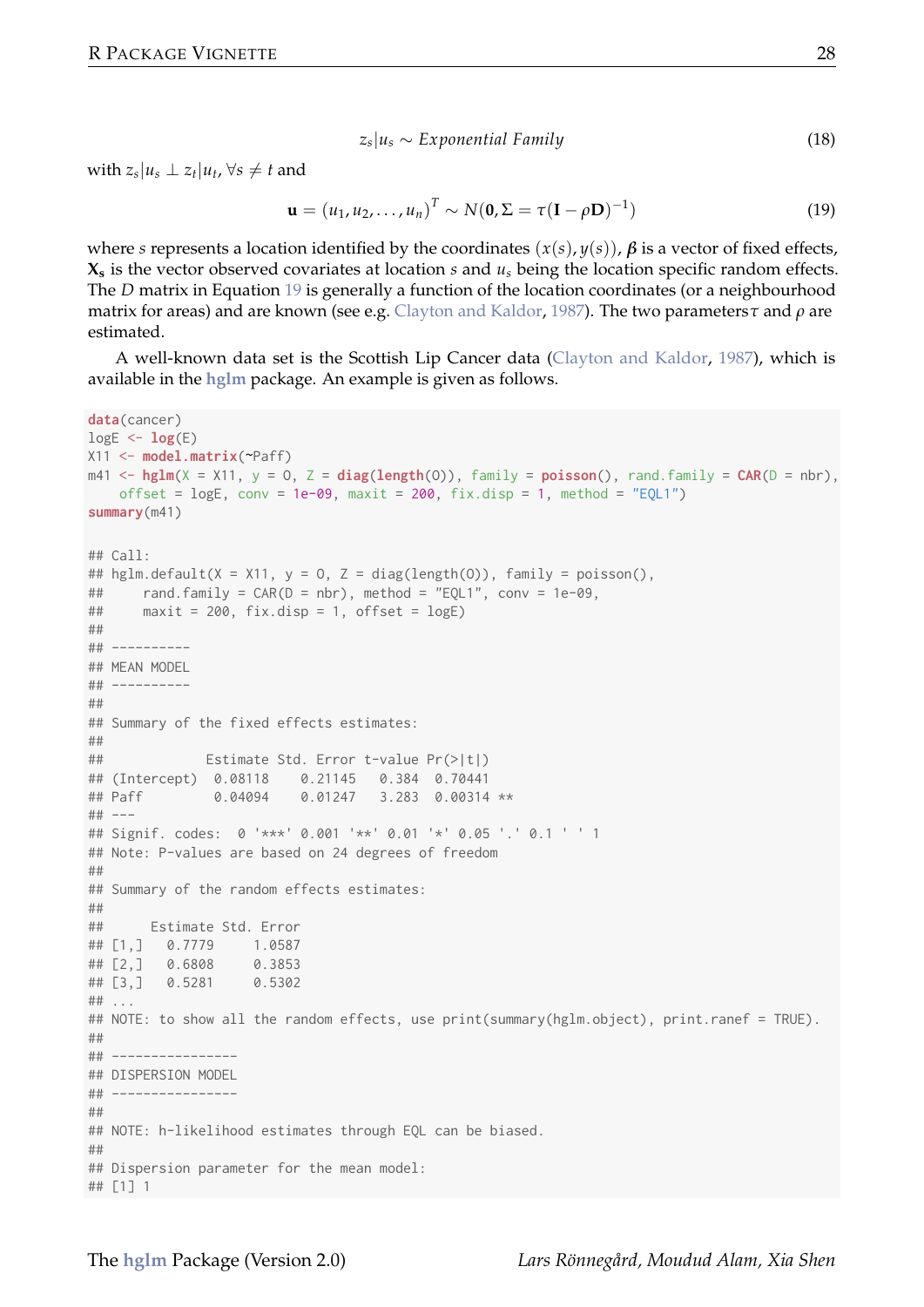$$z_s | u_s \sim \textit{Exponential Family} \tag{18}$$

with $z_s|u_s \perp z_t|u_t, \forall s \neq t$ and

$$\mathbf{u} = (u_1, u_2, \ldots, u_n)^T \sim N(\mathbf{0}, \Sigma = \tau(\mathbf{I} - \rho\mathbf{D})^{-1}) \tag{19}$$

where $s$ represents a location identified by the coordinates $(x(s), y(s))$, $\boldsymbol{\beta}$ is a vector of fixed effects, $\mathbf{X_s}$ is the vector observed covariates at location $s$ and $u_s$ being the location specific random effects. The $D$ matrix in Equation 19 is generally a function of the location coordinates (or a neighbourhood matrix for areas) and are known (see e.g. Clayton and Kaldor, 1987). The two parameters $\tau$ and $\rho$ are estimated.

A well-known data set is the Scottish Lip Cancer data (Clayton and Kaldor, 1987), which is available in the **hglm** package. An example is given as follows.

```
data(cancer)
logE <- log(E)
X11 <- model.matrix(~Paff)
m41 <- hglm(X = X11, y = O, Z = diag(length(O)), family = poisson(), rand.family = CAR(D = nbr),
    offset = logE, conv = 1e-09, maxit = 200, fix.disp = 1, method = "EQL1")
summary(m41)

## Call:
## hglm.default(X = X11, y = O, Z = diag(length(O)), family = poisson(),
##     rand.family = CAR(D = nbr), method = "EQL1", conv = 1e-09,
##     maxit = 200, fix.disp = 1, offset = logE)
##
## ----------
## MEAN MODEL
## ----------
##
## Summary of the fixed effects estimates:
##
##             Estimate Std. Error t-value Pr(>|t|)
## (Intercept)  0.08118    0.21145   0.384  0.70441
## Paff         0.04094    0.01247   3.283  0.00314 **
## ---
## Signif. codes:  0 '***' 0.001 '**' 0.01 '*' 0.05 '.' 0.1 ' ' 1
## Note: P-values are based on 24 degrees of freedom
##
## Summary of the random effects estimates:
##
##       Estimate Std. Error
## [1,]   0.7779     1.0587
## [2,]   0.6808     0.3853
## [3,]   0.5281     0.5302
## ...
## NOTE: to show all the random effects, use print(summary(hglm.object), print.ranef = TRUE).
##
## ----------------
## DISPERSION MODEL
## ----------------
##
## NOTE: h-likelihood estimates through EQL can be biased.
##
## Dispersion parameter for the mean model:
## [1] 1
```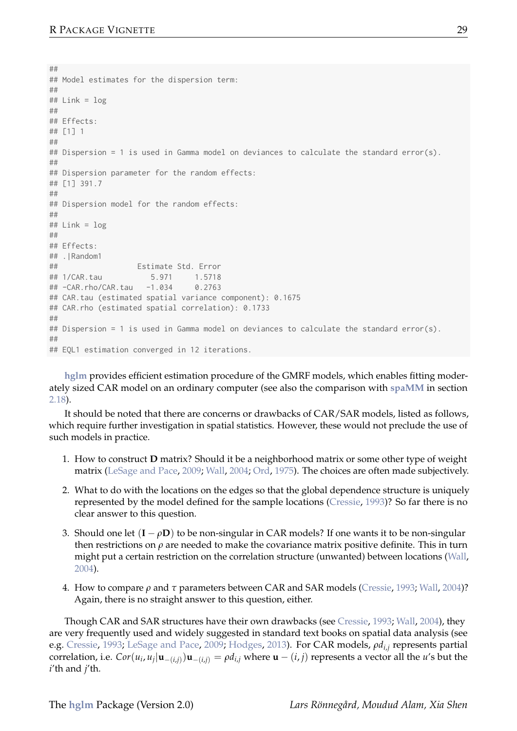```
##
## Model estimates for the dispersion term:
##
## Link = log
##
## Effects:
## [1] 1
##
## Dispersion = 1 is used in Gamma model on deviances to calculate the standard error(s).
##
## Dispersion parameter for the random effects:
## [1] 391.7
##
## Dispersion model for the random effects:
##
## Link = log
##
## Effects:
## .|Random1
##                  Estimate Std. Error
## 1/CAR.tau           5.971     1.5718
## -CAR.rho/CAR.tau   -1.034     0.2763
## CAR.tau (estimated spatial variance component): 0.1675
## CAR.rho (estimated spatial correlation): 0.1733
##
## Dispersion = 1 is used in Gamma model on deviances to calculate the standard error(s).
##
## EQL1 estimation converged in 12 iterations.
```

**hglm** provides efficient estimation procedure of the GMRF models, which enables fitting moderately sized CAR model on an ordinary computer (see also the comparison with **spaMM** in section 2.18).

It should be noted that there are concerns or drawbacks of CAR/SAR models, listed as follows, which require further investigation in spatial statistics. However, these would not preclude the use of such models in practice.

1. How to construct $\mathbf{D}$ matrix? Should it be a neighborhood matrix or some other type of weight matrix (LeSage and Pace, 2009; Wall, 2004; Ord, 1975). The choices are often made subjectively.
2. What to do with the locations on the edges so that the global dependence structure is uniquely represented by the model defined for the sample locations (Cressie, 1993)? So far there is no clear answer to this question.
3. Should one let $(\mathbf{I} - \rho\mathbf{D})$ to be non-singular in CAR models? If one wants it to be non-singular then restrictions on $\rho$ are needed to make the covariance matrix positive definite. This in turn might put a certain restriction on the correlation structure (unwanted) between locations (Wall, 2004).
4. How to compare $\rho$ and $\tau$ parameters between CAR and SAR models (Cressie, 1993; Wall, 2004)? Again, there is no straight answer to this question, either.

Though CAR and SAR structures have their own drawbacks (see Cressie, 1993; Wall, 2004), they are very frequently used and widely suggested in standard text books on spatial data analysis (see e.g. Cressie, 1993; LeSage and Pace, 2009; Hodges, 2013). For CAR models, $\rho d_{i,j}$ represents partial correlation, i.e. $Cor(u_i, u_j|\mathbf{u}_{-(i,j)})\mathbf{u}_{-(i,j)} = \rho d_{i,j}$ where $\mathbf{u} - (i,j)$ represents a vector all the $u$'s but the $i$'th and $j$'th.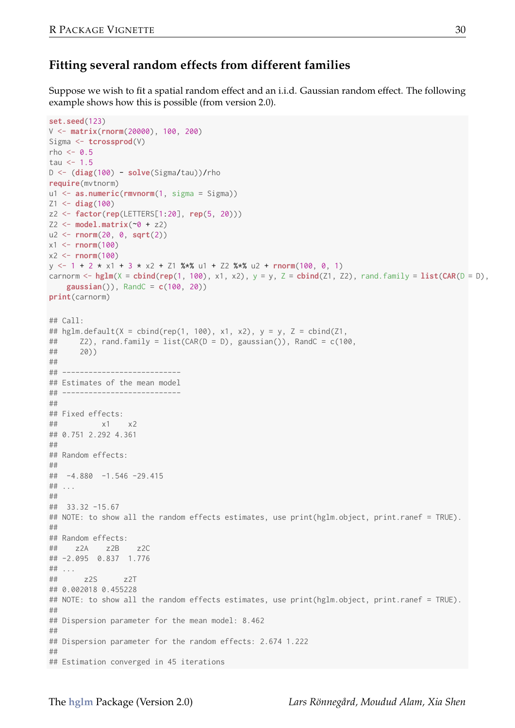## Fitting several random effects from different families

Suppose we wish to fit a spatial random effect and an i.i.d. Gaussian random effect. The following example shows how this is possible (from version 2.0).

```
set.seed(123)
V <- matrix(rnorm(20000), 100, 200)
Sigma <- tcrossprod(V)
rho <- 0.5
tau <- 1.5
D <- (diag(100) - solve(Sigma/tau))/rho
require(mvtnorm)
u1 <- as.numeric(rmvnorm(1, sigma = Sigma))
Z1 <- diag(100)
z2 <- factor(rep(LETTERS[1:20], rep(5, 20)))
Z2 <- model.matrix(~0 + z2)
u2 <- rnorm(20, 0, sqrt(2))
x1 <- rnorm(100)
x2 <- rnorm(100)
y <- 1 + 2 * x1 + 3 * x2 + Z1 %*% u1 + Z2 %*% u2 + rnorm(100, 0, 1)
carnorm <- hglm(X = cbind(rep(1, 100), x1, x2), y = y, Z = cbind(Z1, Z2), rand.family = list(CAR(D = D),
    gaussian()), RandC = c(100, 20))
print(carnorm)

## Call:
## hglm.default(X = cbind(rep(1, 100), x1, x2), y = y, Z = cbind(Z1,
##     Z2), rand.family = list(CAR(D = D), gaussian()), RandC = c(100,
##     20))
##
## ---------------------------
## Estimates of the mean model
## ---------------------------
##
## Fixed effects:
##          x1    x2
## 0.751 2.292 4.361
##
## Random effects:
##
##  -4.880  -1.546 -29.415
## ...
##
##  33.32 -15.67
## NOTE: to show all the random effects estimates, use print(hglm.object, print.ranef = TRUE).
##
## Random effects:
##    z2A    z2B    z2C
## -2.095  0.837  1.776
## ...
##      z2S      z2T
## 0.002018 0.455228
## NOTE: to show all the random effects estimates, use print(hglm.object, print.ranef = TRUE).
##
## Dispersion parameter for the mean model: 8.462
##
## Dispersion parameter for the random effects: 2.674 1.222
##
## Estimation converged in 45 iterations
```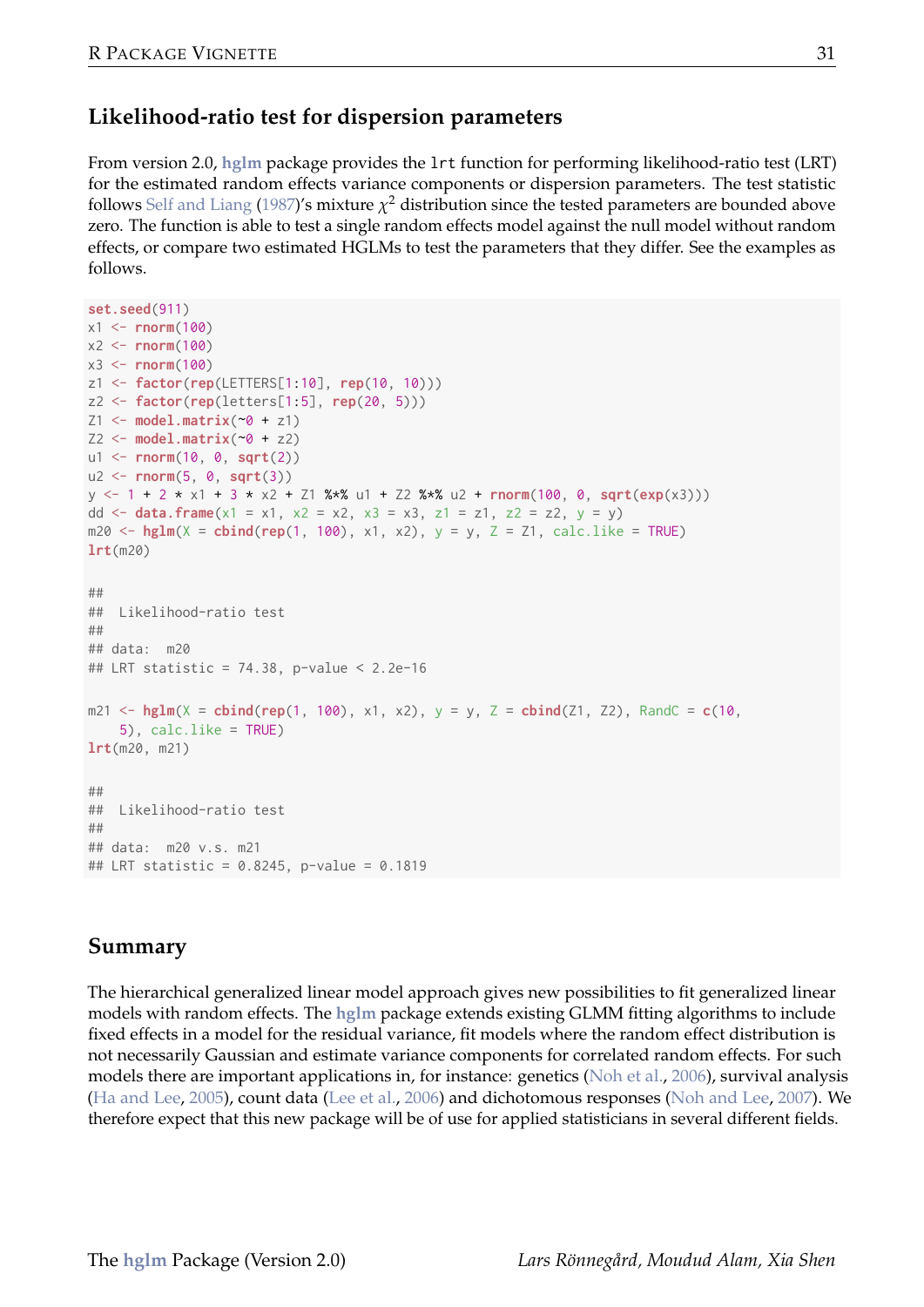## Likelihood-ratio test for dispersion parameters

From version 2.0, **hglm** package provides the `lrt` function for performing likelihood-ratio test (LRT) for the estimated random effects variance components or dispersion parameters. The test statistic follows Self and Liang (1987)'s mixture $\chi^2$ distribution since the tested parameters are bounded above zero. The function is able to test a single random effects model against the null model without random effects, or compare two estimated HGLMs to test the parameters that they differ. See the examples as follows.

```
set.seed(911)
x1 <- rnorm(100)
x2 <- rnorm(100)
x3 <- rnorm(100)
z1 <- factor(rep(LETTERS[1:10], rep(10, 10)))
z2 <- factor(rep(letters[1:5], rep(20, 5)))
Z1 <- model.matrix(~0 + z1)
Z2 <- model.matrix(~0 + z2)
u1 <- rnorm(10, 0, sqrt(2))
u2 <- rnorm(5, 0, sqrt(3))
y <- 1 + 2 * x1 + 3 * x2 + Z1 %*% u1 + Z2 %*% u2 + rnorm(100, 0, sqrt(exp(x3)))
dd <- data.frame(x1 = x1, x2 = x2, x3 = x3, z1 = z1, z2 = z2, y = y)
m20 <- hglm(X = cbind(rep(1, 100), x1, x2), y = y, Z = Z1, calc.like = TRUE)
lrt(m20)

##
##  Likelihood-ratio test
##
## data:  m20
## LRT statistic = 74.38, p-value < 2.2e-16

m21 <- hglm(X = cbind(rep(1, 100), x1, x2), y = y, Z = cbind(Z1, Z2), RandC = c(10,
    5), calc.like = TRUE)
lrt(m20, m21)

##
##  Likelihood-ratio test
##
## data:  m20 v.s. m21
## LRT statistic = 0.8245, p-value = 0.1819
```

## Summary

The hierarchical generalized linear model approach gives new possibilities to fit generalized linear models with random effects. The **hglm** package extends existing GLMM fitting algorithms to include fixed effects in a model for the residual variance, fit models where the random effect distribution is not necessarily Gaussian and estimate variance components for correlated random effects. For such models there are important applications in, for instance: genetics (Noh et al., 2006), survival analysis (Ha and Lee, 2005), count data (Lee et al., 2006) and dichotomous responses (Noh and Lee, 2007). We therefore expect that this new package will be of use for applied statisticians in several different fields.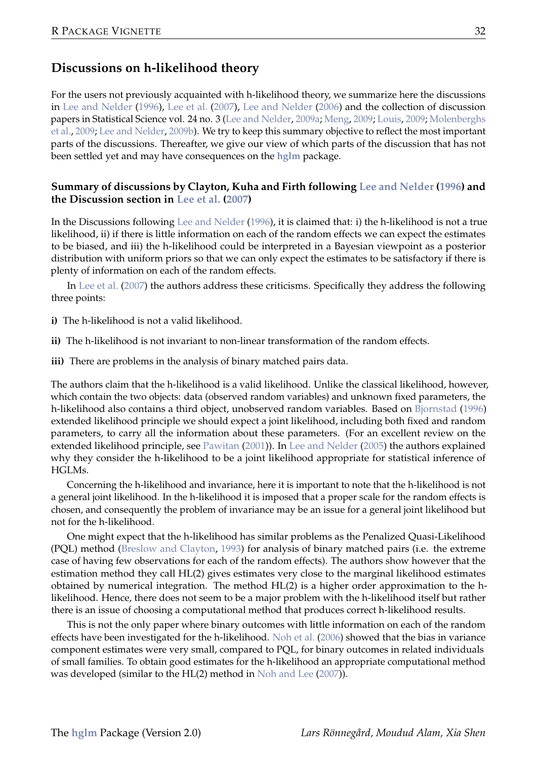## Discussions on h-likelihood theory

For the users not previously acquainted with h-likelihood theory, we summarize here the discussions in Lee and Nelder (1996), Lee et al. (2007), Lee and Nelder (2006) and the collection of discussion papers in Statistical Science vol. 24 no. 3 (Lee and Nelder, 2009a; Meng, 2009; Louis, 2009; Molenberghs et al., 2009; Lee and Nelder, 2009b). We try to keep this summary objective to reflect the most important parts of the discussions. Thereafter, we give our view of which parts of the discussion that has not been settled yet and may have consequences on the **hglm** package.

### Summary of discussions by Clayton, Kuha and Firth following Lee and Nelder (1996) and the Discussion section in Lee et al. (2007)

In the Discussions following Lee and Nelder (1996), it is claimed that: i) the h-likelihood is not a true likelihood, ii) if there is little information on each of the random effects we can expect the estimates to be biased, and iii) the h-likelihood could be interpreted in a Bayesian viewpoint as a posterior distribution with uniform priors so that we can only expect the estimates to be satisfactory if there is plenty of information on each of the random effects.

In Lee et al. (2007) the authors address these criticisms. Specifically they address the following three points:

**i)** The h-likelihood is not a valid likelihood.

**ii)** The h-likelihood is not invariant to non-linear transformation of the random effects.

**iii)** There are problems in the analysis of binary matched pairs data.

The authors claim that the h-likelihood is a valid likelihood. Unlike the classical likelihood, however, which contain the two objects: data (observed random variables) and unknown fixed parameters, the h-likelihood also contains a third object, unobserved random variables. Based on Bjornstad (1996) extended likelihood principle we should expect a joint likelihood, including both fixed and random parameters, to carry all the information about these parameters. (For an excellent review on the extended likelihood principle, see Pawitan (2001)). In Lee and Nelder (2005) the authors explained why they consider the h-likelihood to be a joint likelihood appropriate for statistical inference of HGLMs.

Concerning the h-likelihood and invariance, here it is important to note that the h-likelihood is not a general joint likelihood. In the h-likelihood it is imposed that a proper scale for the random effects is chosen, and consequently the problem of invariance may be an issue for a general joint likelihood but not for the h-likelihood.

One might expect that the h-likelihood has similar problems as the Penalized Quasi-Likelihood (PQL) method (Breslow and Clayton, 1993) for analysis of binary matched pairs (i.e. the extreme case of having few observations for each of the random effects). The authors show however that the estimation method they call HL(2) gives estimates very close to the marginal likelihood estimates obtained by numerical integration. The method HL(2) is a higher order approximation to the h-likelihood. Hence, there does not seem to be a major problem with the h-likelihood itself but rather there is an issue of choosing a computational method that produces correct h-likelihood results.

This is not the only paper where binary outcomes with little information on each of the random effects have been investigated for the h-likelihood. Noh et al. (2006) showed that the bias in variance component estimates were very small, compared to PQL, for binary outcomes in related individuals of small families. To obtain good estimates for the h-likelihood an appropriate computational method was developed (similar to the HL(2) method in Noh and Lee (2007)).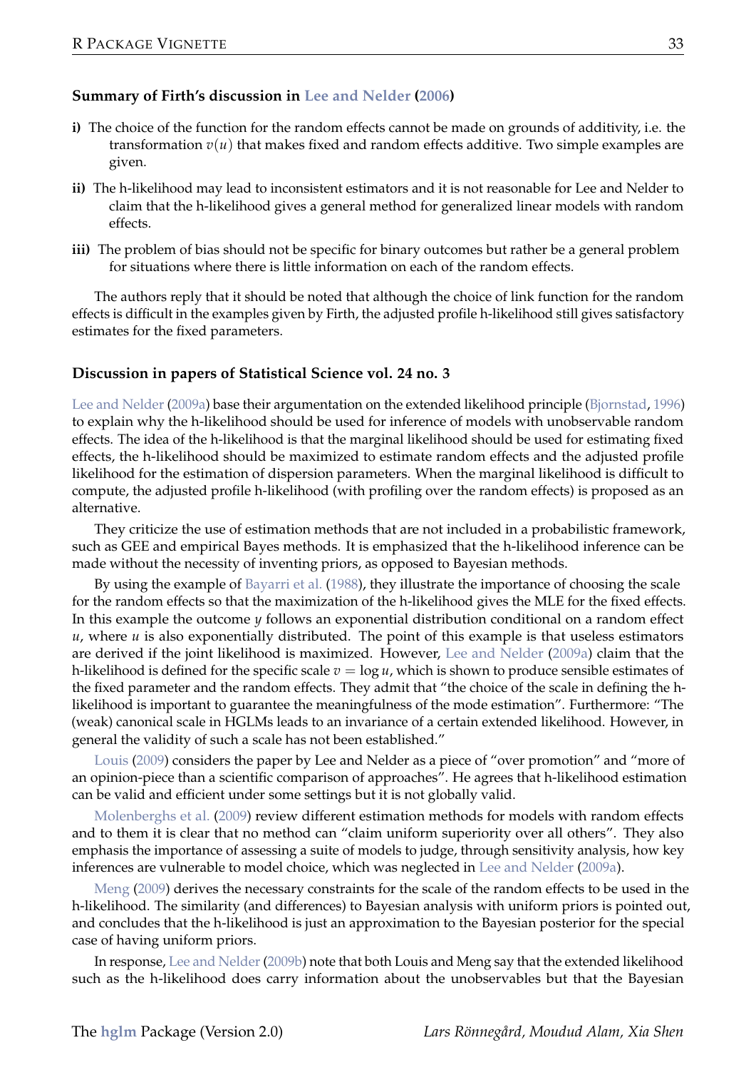### Summary of Firth's discussion in Lee and Nelder (2006)

**i)** The choice of the function for the random effects cannot be made on grounds of additivity, i.e. the transformation $v(u)$ that makes fixed and random effects additive. Two simple examples are given.

**ii)** The h-likelihood may lead to inconsistent estimators and it is not reasonable for Lee and Nelder to claim that the h-likelihood gives a general method for generalized linear models with random effects.

**iii)** The problem of bias should not be specific for binary outcomes but rather be a general problem for situations where there is little information on each of the random effects.

The authors reply that it should be noted that although the choice of link function for the random effects is difficult in the examples given by Firth, the adjusted profile h-likelihood still gives satisfactory estimates for the fixed parameters.

### Discussion in papers of Statistical Science vol. 24 no. 3

Lee and Nelder (2009a) base their argumentation on the extended likelihood principle (Bjornstad, 1996) to explain why the h-likelihood should be used for inference of models with unobservable random effects. The idea of the h-likelihood is that the marginal likelihood should be used for estimating fixed effects, the h-likelihood should be maximized to estimate random effects and the adjusted profile likelihood for the estimation of dispersion parameters. When the marginal likelihood is difficult to compute, the adjusted profile h-likelihood (with profiling over the random effects) is proposed as an alternative.

They criticize the use of estimation methods that are not included in a probabilistic framework, such as GEE and empirical Bayes methods. It is emphasized that the h-likelihood inference can be made without the necessity of inventing priors, as opposed to Bayesian methods.

By using the example of Bayarri et al. (1988), they illustrate the importance of choosing the scale for the random effects so that the maximization of the h-likelihood gives the MLE for the fixed effects. In this example the outcome $y$ follows an exponential distribution conditional on a random effect $u$, where $u$ is also exponentially distributed. The point of this example is that useless estimators are derived if the joint likelihood is maximized. However, Lee and Nelder (2009a) claim that the h-likelihood is defined for the specific scale $v = \log u$, which is shown to produce sensible estimates of the fixed parameter and the random effects. They admit that "the choice of the scale in defining the h-likelihood is important to guarantee the meaningfulness of the mode estimation". Furthermore: "The (weak) canonical scale in HGLMs leads to an invariance of a certain extended likelihood. However, in general the validity of such a scale has not been established."

Louis (2009) considers the paper by Lee and Nelder as a piece of "over promotion" and "more of an opinion-piece than a scientific comparison of approaches". He agrees that h-likelihood estimation can be valid and efficient under some settings but it is not globally valid.

Molenberghs et al. (2009) review different estimation methods for models with random effects and to them it is clear that no method can "claim uniform superiority over all others". They also emphasis the importance of assessing a suite of models to judge, through sensitivity analysis, how key inferences are vulnerable to model choice, which was neglected in Lee and Nelder (2009a).

Meng (2009) derives the necessary constraints for the scale of the random effects to be used in the h-likelihood. The similarity (and differences) to Bayesian analysis with uniform priors is pointed out, and concludes that the h-likelihood is just an approximation to the Bayesian posterior for the special case of having uniform priors.

In response, Lee and Nelder (2009b) note that both Louis and Meng say that the extended likelihood such as the h-likelihood does carry information about the unobservables but that the Bayesian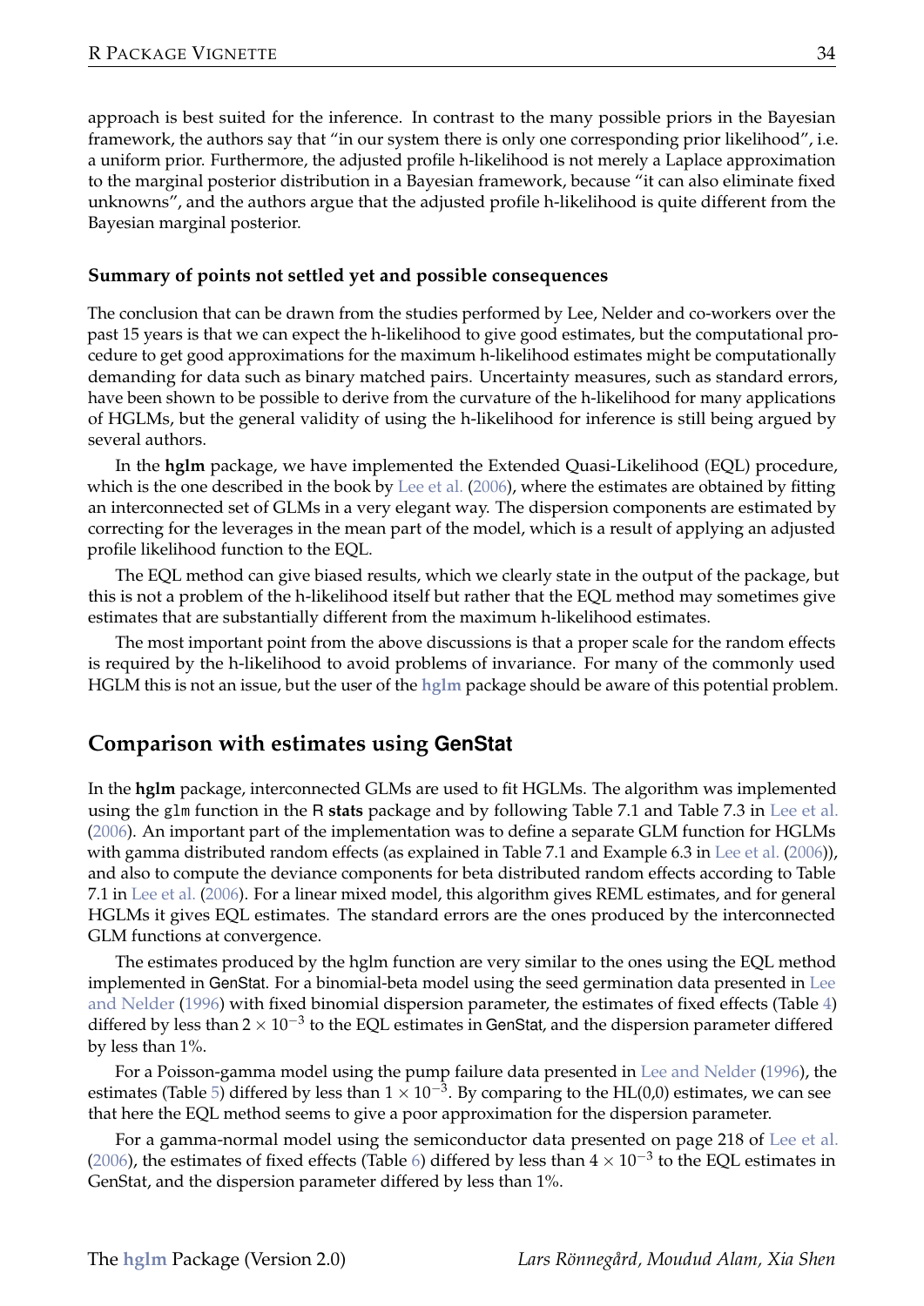approach is best suited for the inference. In contrast to the many possible priors in the Bayesian framework, the authors say that "in our system there is only one corresponding prior likelihood", i.e. a uniform prior. Furthermore, the adjusted profile h-likelihood is not merely a Laplace approximation to the marginal posterior distribution in a Bayesian framework, because "it can also eliminate fixed unknowns", and the authors argue that the adjusted profile h-likelihood is quite different from the Bayesian marginal posterior.

### Summary of points not settled yet and possible consequences

The conclusion that can be drawn from the studies performed by Lee, Nelder and co-workers over the past 15 years is that we can expect the h-likelihood to give good estimates, but the computational procedure to get good approximations for the maximum h-likelihood estimates might be computationally demanding for data such as binary matched pairs. Uncertainty measures, such as standard errors, have been shown to be possible to derive from the curvature of the h-likelihood for many applications of HGLMs, but the general validity of using the h-likelihood for inference is still being argued by several authors.

In the **hglm** package, we have implemented the Extended Quasi-Likelihood (EQL) procedure, which is the one described in the book by Lee et al. (2006), where the estimates are obtained by fitting an interconnected set of GLMs in a very elegant way. The dispersion components are estimated by correcting for the leverages in the mean part of the model, which is a result of applying an adjusted profile likelihood function to the EQL.

The EQL method can give biased results, which we clearly state in the output of the package, but this is not a problem of the h-likelihood itself but rather that the EQL method may sometimes give estimates that are substantially different from the maximum h-likelihood estimates.

The most important point from the above discussions is that a proper scale for the random effects is required by the h-likelihood to avoid problems of invariance. For many of the commonly used HGLM this is not an issue, but the user of the **hglm** package should be aware of this potential problem.

## Comparison with estimates using GenStat

In the **hglm** package, interconnected GLMs are used to fit HGLMs. The algorithm was implemented using the `glm` function in the R **stats** package and by following Table 7.1 and Table 7.3 in Lee et al. (2006). An important part of the implementation was to define a separate GLM function for HGLMs with gamma distributed random effects (as explained in Table 7.1 and Example 6.3 in Lee et al. (2006)), and also to compute the deviance components for beta distributed random effects according to Table 7.1 in Lee et al. (2006). For a linear mixed model, this algorithm gives REML estimates, and for general HGLMs it gives EQL estimates. The standard errors are the ones produced by the interconnected GLM functions at convergence.

The estimates produced by the hglm function are very similar to the ones using the EQL method implemented in GenStat. For a binomial-beta model using the seed germination data presented in Lee and Nelder (1996) with fixed binomial dispersion parameter, the estimates of fixed effects (Table 4) differed by less than $2 \times 10^{-3}$ to the EQL estimates in GenStat, and the dispersion parameter differed by less than 1%.

For a Poisson-gamma model using the pump failure data presented in Lee and Nelder (1996), the estimates (Table 5) differed by less than $1 \times 10^{-3}$. By comparing to the HL(0,0) estimates, we can see that here the EQL method seems to give a poor approximation for the dispersion parameter.

For a gamma-normal model using the semiconductor data presented on page 218 of Lee et al. (2006), the estimates of fixed effects (Table 6) differed by less than $4 \times 10^{-3}$ to the EQL estimates in GenStat, and the dispersion parameter differed by less than 1%.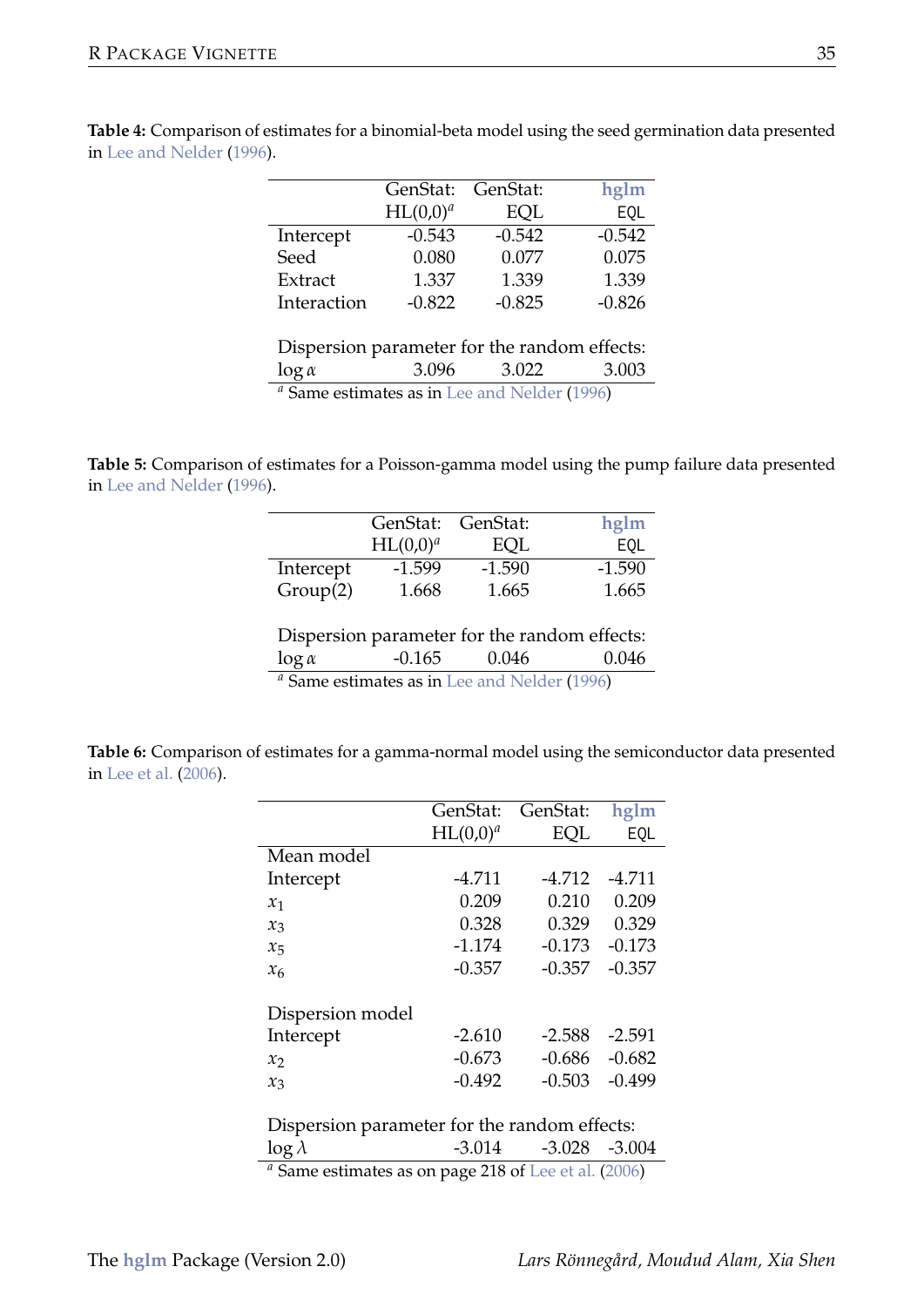**Table 4:** Comparison of estimates for a binomial-beta model using the seed germination data presented in Lee and Nelder (1996).

| | GenStat: HL(0,0)[a] | GenStat: EQL | **hglm** `EQL` |
|---|---|---|---|
| Intercept | -0.543 | -0.542 | -0.542 |
| Seed | 0.080 | 0.077 | 0.075 |
| Extract | 1.337 | 1.339 | 1.339 |
| Interaction | -0.822 | -0.825 | -0.826 |
| Dispersion parameter for the random effects: | | | |
| $\log \alpha$ | 3.096 | 3.022 | 3.003 |

[a] Same estimates as in Lee and Nelder (1996)

**Table 5:** Comparison of estimates for a Poisson-gamma model using the pump failure data presented in Lee and Nelder (1996).

| | GenStat: HL(0,0)[a] | GenStat: EQL | **hglm** `EQL` |
|---|---|---|---|
| Intercept | -1.599 | -1.590 | -1.590 |
| Group(2) | 1.668 | 1.665 | 1.665 |
| Dispersion parameter for the random effects: | | | |
| $\log \alpha$ | -0.165 | 0.046 | 0.046 |

[a] Same estimates as in Lee and Nelder (1996)

**Table 6:** Comparison of estimates for a gamma-normal model using the semiconductor data presented in Lee et al. (2006).

| | GenStat: HL(0,0)[a] | GenStat: EQL | **hglm** `EQL` |
|---|---|---|---|
| Mean model | | | |
| Intercept | -4.711 | -4.712 | -4.711 |
| $x_1$ | 0.209 | 0.210 | 0.209 |
| $x_3$ | 0.328 | 0.329 | 0.329 |
| $x_5$ | -1.174 | -0.173 | -0.173 |
| $x_6$ | -0.357 | -0.357 | -0.357 |
| Dispersion model | | | |
| Intercept | -2.610 | -2.588 | -2.591 |
| $x_2$ | -0.673 | -0.686 | -0.682 |
| $x_3$ | -0.492 | -0.503 | -0.499 |
| Dispersion parameter for the random effects: | | | |
| $\log \lambda$ | -3.014 | -3.028 | -3.004 |

[a] Same estimates as on page 218 of Lee et al. (2006)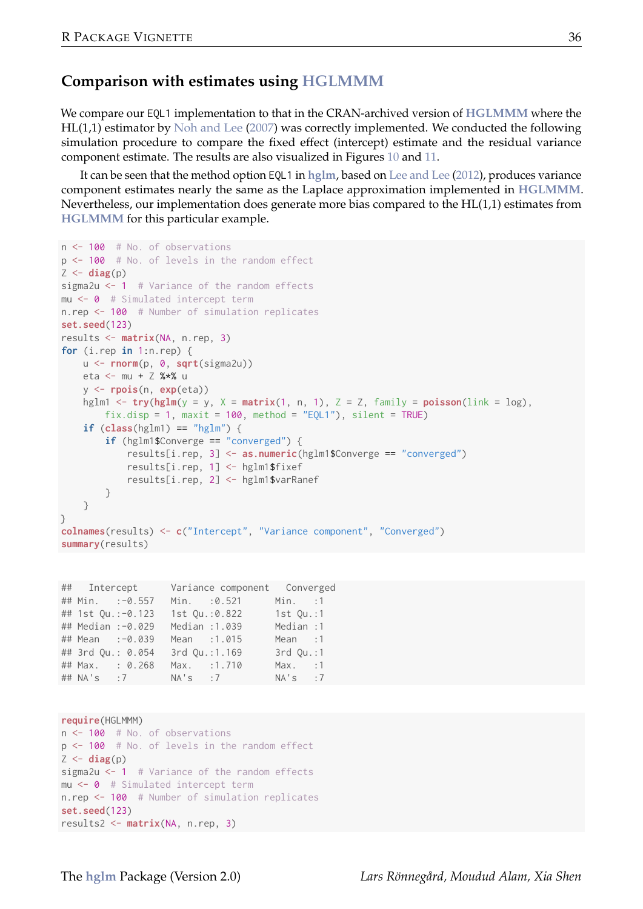## Comparison with estimates using HGLMMM

We compare our EQL1 implementation to that in the CRAN-archived version of **HGLMMM** where the HL(1,1) estimator by Noh and Lee (2007) was correctly implemented. We conducted the following simulation procedure to compare the fixed effect (intercept) estimate and the residual variance component estimate. The results are also visualized in Figures 10 and 11.

It can be seen that the method option EQL1 in **hglm**, based on Lee and Lee (2012), produces variance component estimates nearly the same as the Laplace approximation implemented in **HGLMMM**. Nevertheless, our implementation does generate more bias compared to the HL(1,1) estimates from **HGLMMM** for this particular example.

```
n <- 100  # No. of observations
p <- 100  # No. of levels in the random effect
Z <- diag(p)
sigma2u <- 1  # Variance of the random effects
mu <- 0  # Simulated intercept term
n.rep <- 100  # Number of simulation replicates
set.seed(123)
results <- matrix(NA, n.rep, 3)
for (i.rep in 1:n.rep) {
    u <- rnorm(p, 0, sqrt(sigma2u))
    eta <- mu + Z %*% u
    y <- rpois(n, exp(eta))
    hglm1 <- try(hglm(y = y, X = matrix(1, n, 1), Z = Z, family = poisson(link = log),
        fix.disp = 1, maxit = 100, method = "EQL1"), silent = TRUE)
    if (class(hglm1) == "hglm") {
        if (hglm1$Converge == "converged") {
            results[i.rep, 3] <- as.numeric(hglm1$Converge == "converged")
            results[i.rep, 1] <- hglm1$fixef
            results[i.rep, 2] <- hglm1$varRanef
        }
    }
}
colnames(results) <- c("Intercept", "Variance component", "Converged")
summary(results)
```

```
##   Intercept      Variance component   Converged
## Min.   :-0.557   Min.   :0.521      Min.   :1
## 1st Qu.:-0.123   1st Qu.:0.822      1st Qu.:1
## Median :-0.029   Median :1.039      Median :1
## Mean   :-0.039   Mean   :1.015      Mean   :1
## 3rd Qu.: 0.054   3rd Qu.:1.169      3rd Qu.:1
## Max.   : 0.268   Max.   :1.710      Max.   :1
## NA's   :7        NA's   :7          NA's   :7
```

```
require(HGLMMM)
n <- 100  # No. of observations
p <- 100  # No. of levels in the random effect
Z <- diag(p)
sigma2u <- 1  # Variance of the random effects
mu <- 0  # Simulated intercept term
n.rep <- 100  # Number of simulation replicates
set.seed(123)
results2 <- matrix(NA, n.rep, 3)
```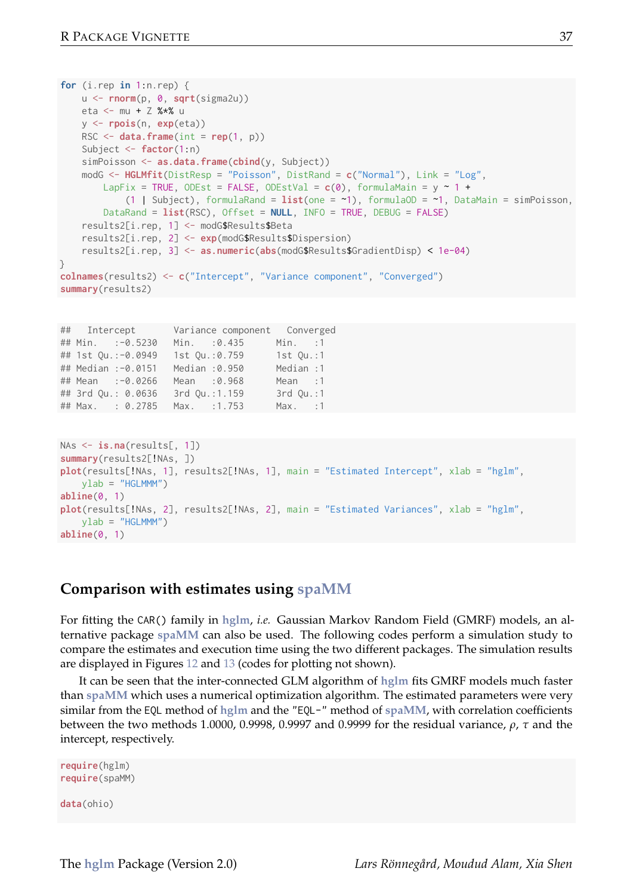```r
for (i.rep in 1:n.rep) {
    u <- rnorm(p, 0, sqrt(sigma2u))
    eta <- mu + Z %*% u
    y <- rpois(n, exp(eta))
    RSC <- data.frame(int = rep(1, p))
    Subject <- factor(1:n)
    simPoisson <- as.data.frame(cbind(y, Subject))
    modG <- HGLMfit(DistResp = "Poisson", DistRand = c("Normal"), Link = "Log",
        LapFix = TRUE, ODEst = FALSE, ODEstVal = c(0), formulaMain = y ~ 1 +
            (1 | Subject), formulaRand = list(one = ~1), formulaOD = ~1, DataMain = simPoisson,
        DataRand = list(RSC), Offset = NULL, INFO = TRUE, DEBUG = FALSE)
    results2[i.rep, 1] <- modG$Results$Beta
    results2[i.rep, 2] <- exp(modG$Results$Dispersion)
    results2[i.rep, 3] <- as.numeric(abs(modG$Results$GradientDisp) < 1e-04)
}
colnames(results2) <- c("Intercept", "Variance component", "Converged")
summary(results2)
```

```
##   Intercept       Variance component   Converged
## Min.   :-0.5230   Min.   :0.435      Min.   :1
## 1st Qu.:-0.0949   1st Qu.:0.759      1st Qu.:1
## Median :-0.0151   Median :0.950      Median :1
## Mean   :-0.0266   Mean   :0.968      Mean   :1
## 3rd Qu.: 0.0636   3rd Qu.:1.159      3rd Qu.:1
## Max.   : 0.2785   Max.   :1.753      Max.   :1
```

```r
NAs <- is.na(results[, 1])
summary(results2[!NAs, ])
plot(results[!NAs, 1], results2[!NAs, 1], main = "Estimated Intercept", xlab = "hglm",
    ylab = "HGLMMM")
abline(0, 1)
plot(results[!NAs, 2], results2[!NAs, 2], main = "Estimated Variances", xlab = "hglm",
    ylab = "HGLMMM")
abline(0, 1)
```

## Comparison with estimates using spaMM

For fitting the `CAR()` family in **hglm**, *i.e.* Gaussian Markov Random Field (GMRF) models, an alternative package **spaMM** can also be used. The following codes perform a simulation study to compare the estimates and execution time using the two different packages. The simulation results are displayed in Figures 12 and 13 (codes for plotting not shown).

It can be seen that the inter-connected GLM algorithm of **hglm** fits GMRF models much faster than **spaMM** which uses a numerical optimization algorithm. The estimated parameters were very similar from the `EQL` method of **hglm** and the `"EQL-"` method of **spaMM**, with correlation coefficients between the two methods 1.0000, 0.9998, 0.9997 and 0.9999 for the residual variance, $\rho$, $\tau$ and the intercept, respectively.

```r
require(hglm)
require(spaMM)

data(ohio)
```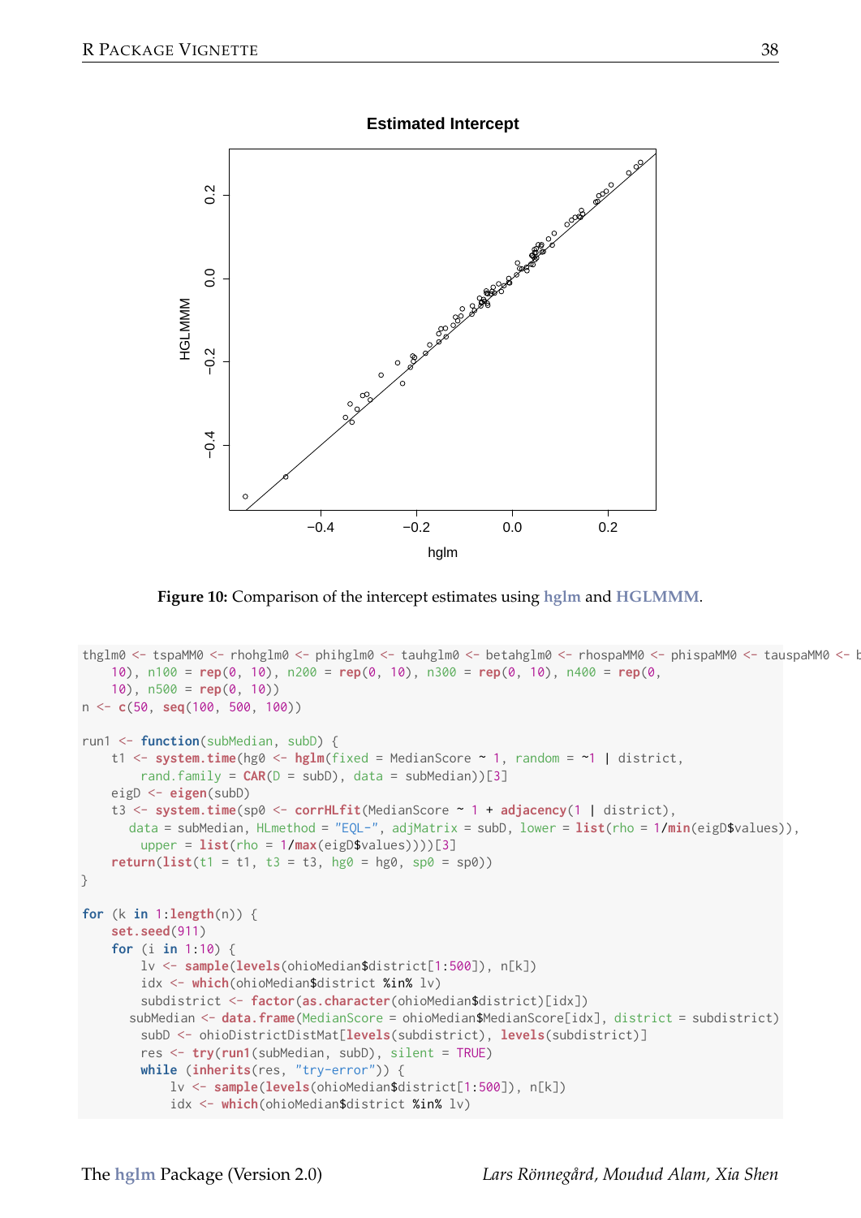Figure 10: Comparison of the intercept estimates using **hglm** and **HGLMMM**.

```
thglm0 <- tspaMM0 <- rhohglm0 <- phihglm0 <- tauhglm0 <- betahglm0 <- rhospaMM0 <- phispaMM0 <- tauspaMM0 <- b
    10), n100 = rep(0, 10), n200 = rep(0, 10), n300 = rep(0, 10), n400 = rep(0,
    10), n500 = rep(0, 10))
n <- c(50, seq(100, 500, 100))

run1 <- function(subMedian, subD) {
    t1 <- system.time(hg0 <- hglm(fixed = MedianScore ~ 1, random = ~1 | district,
        rand.family = CAR(D = subD), data = subMedian))[3]
    eigD <- eigen(subD)
    t3 <- system.time(sp0 <- corrHLfit(MedianScore ~ 1 + adjacency(1 | district),
      data = subMedian, HLmethod = "EQL-", adjMatrix = subD, lower = list(rho = 1/min(eigD$values)),
        upper = list(rho = 1/max(eigD$values))))[3]
    return(list(t1 = t1, t3 = t3, hg0 = hg0, sp0 = sp0))
}

for (k in 1:length(n)) {
    set.seed(911)
    for (i in 1:10) {
        lv <- sample(levels(ohioMedian$district[1:500]), n[k])
        idx <- which(ohioMedian$district %in% lv)
        subdistrict <- factor(as.character(ohioMedian$district)[idx])
      subMedian <- data.frame(MedianScore = ohioMedian$MedianScore[idx], district = subdistrict)
        subD <- ohioDistrictDistMat[levels(subdistrict), levels(subdistrict)]
        res <- try(run1(subMedian, subD), silent = TRUE)
        while (inherits(res, "try-error")) {
            lv <- sample(levels(ohioMedian$district[1:500]), n[k])
            idx <- which(ohioMedian$district %in% lv)
```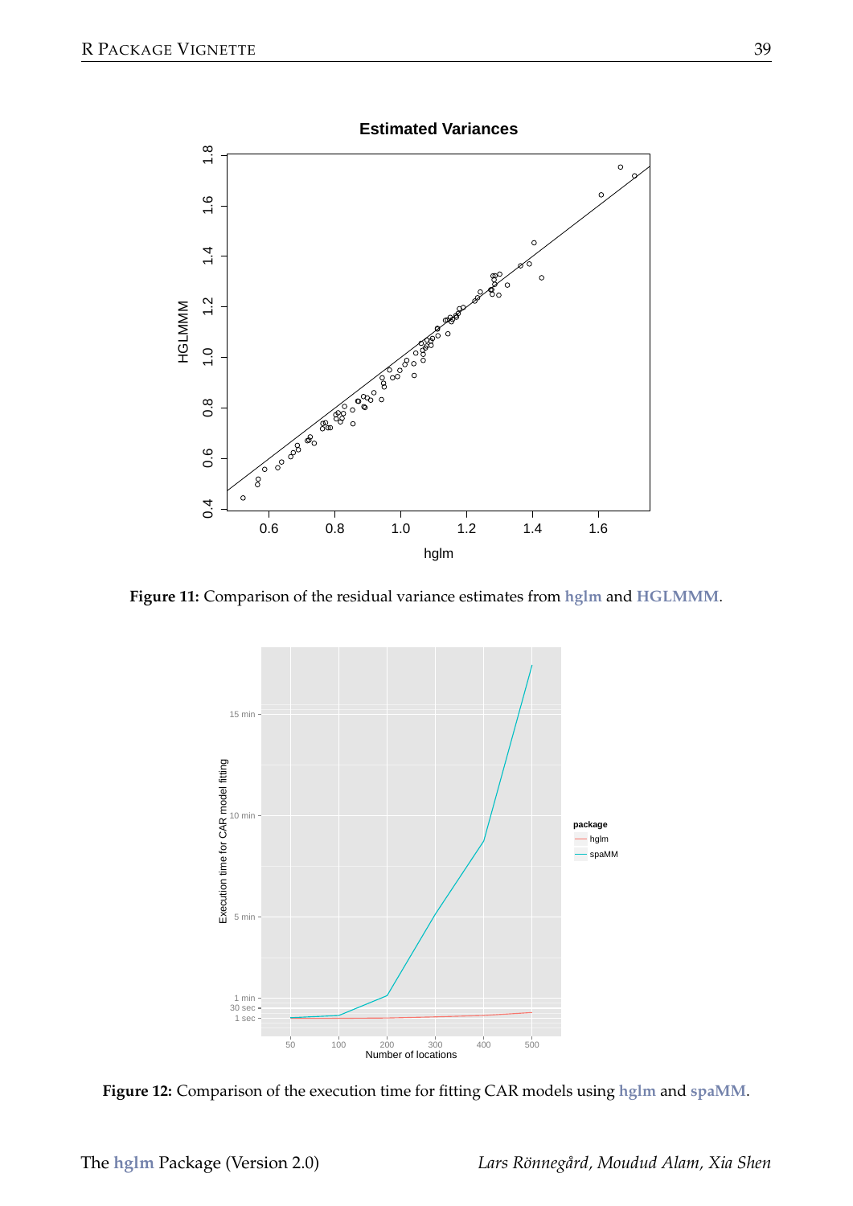**Figure 11:** Comparison of the residual variance estimates from **hglm** and **HGLMMM**.

**Figure 12:** Comparison of the execution time for fitting CAR models using **hglm** and **spaMM**.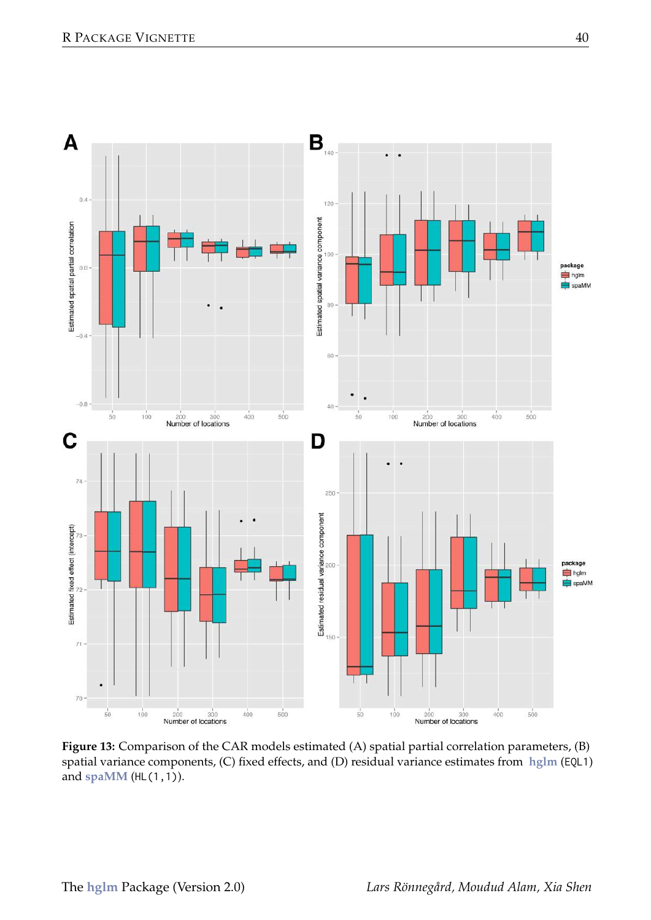**Figure 13:** Comparison of the CAR models estimated (A) spatial partial correlation parameters, (B) spatial variance components, (C) fixed effects, and (D) residual variance estimates from **hglm** (`EQL1`) and **spaMM** (`HL(1,1)`).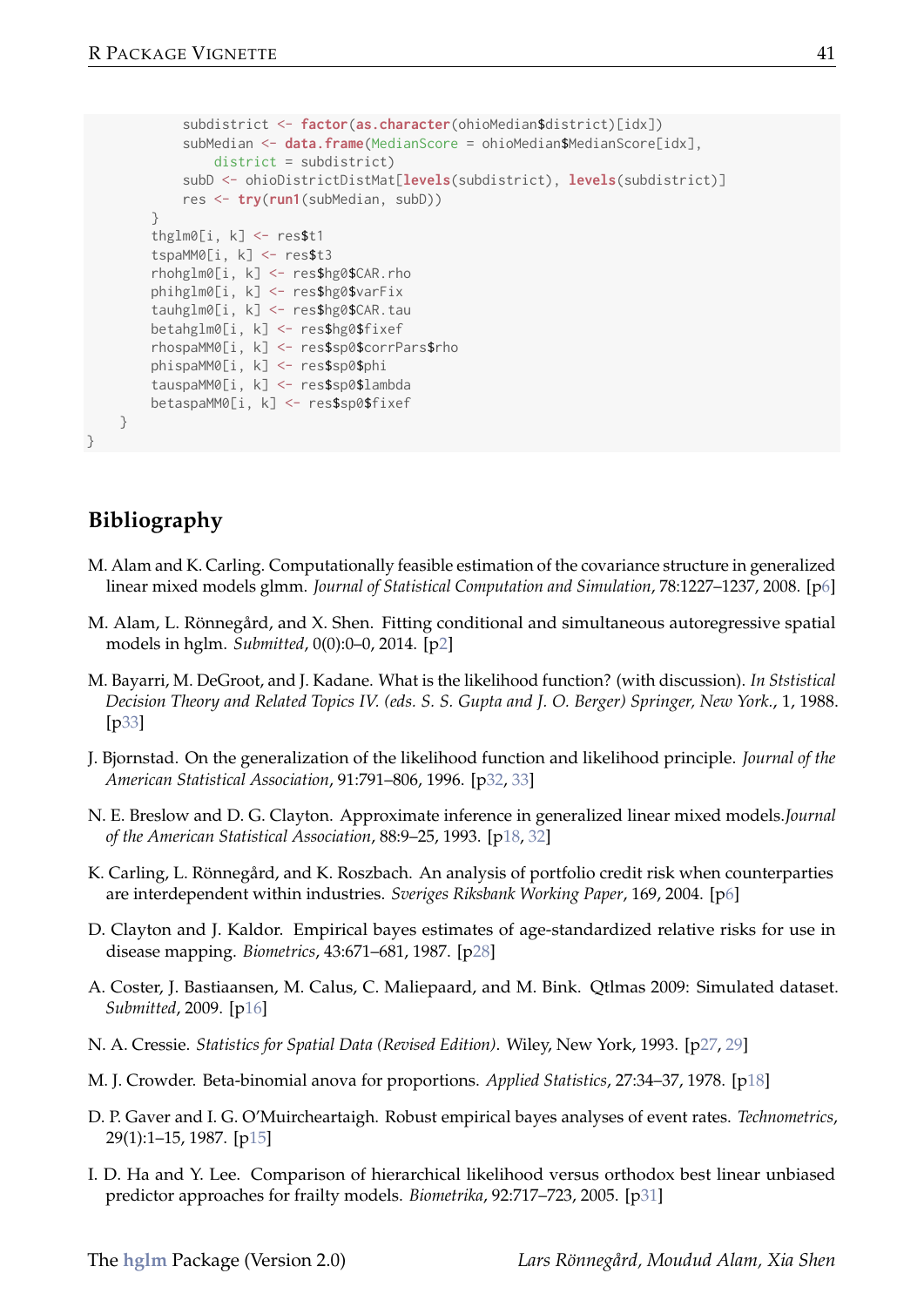```
            subdistrict <- factor(as.character(ohioMedian$district)[idx])
            subMedian <- data.frame(MedianScore = ohioMedian$MedianScore[idx],
                district = subdistrict)
            subD <- ohioDistrictDistMat[levels(subdistrict), levels(subdistrict)]
            res <- try(run1(subMedian, subD))
        }
        thglm0[i, k] <- res$t1
        tspaMM0[i, k] <- res$t3
        rhohglm0[i, k] <- res$hg0$CAR.rho
        phihglm0[i, k] <- res$hg0$varFix
        tauhglm0[i, k] <- res$hg0$CAR.tau
        betahglm0[i, k] <- res$hg0$fixef
        rhospaMM0[i, k] <- res$sp0$corrPars$rho
        phispaMM0[i, k] <- res$sp0$phi
        tauspaMM0[i, k] <- res$sp0$lambda
        betaspaMM0[i, k] <- res$sp0$fixef
    }
}
```

## Bibliography

M. Alam and K. Carling. Computationally feasible estimation of the covariance structure in generalized linear mixed models glmm. *Journal of Statistical Computation and Simulation*, 78:1227–1237, 2008. [p6]

M. Alam, L. Rönnegård, and X. Shen. Fitting conditional and simultaneous autoregressive spatial models in hglm. *Submitted*, 0(0):0–0, 2014. [p2]

M. Bayarri, M. DeGroot, and J. Kadane. What is the likelihood function? (with discussion). *In Ststistical Decision Theory and Related Topics IV. (eds. S. S. Gupta and J. O. Berger) Springer, New York.*, 1, 1988. [p33]

J. Bjornstad. On the generalization of the likelihood function and likelihood principle. *Journal of the American Statistical Association*, 91:791–806, 1996. [p32, 33]

N. E. Breslow and D. G. Clayton. Approximate inference in generalized linear mixed models.*Journal of the American Statistical Association*, 88:9–25, 1993. [p18, 32]

K. Carling, L. Rönnegård, and K. Roszbach. An analysis of portfolio credit risk when counterparties are interdependent within industries. *Sveriges Riksbank Working Paper*, 169, 2004. [p6]

D. Clayton and J. Kaldor. Empirical bayes estimates of age-standardized relative risks for use in disease mapping. *Biometrics*, 43:671–681, 1987. [p28]

A. Coster, J. Bastiaansen, M. Calus, C. Maliepaard, and M. Bink. Qtlmas 2009: Simulated dataset. *Submitted*, 2009. [p16]

N. A. Cressie. *Statistics for Spatial Data (Revised Edition)*. Wiley, New York, 1993. [p27, 29]

M. J. Crowder. Beta-binomial anova for proportions. *Applied Statistics*, 27:34–37, 1978. [p18]

D. P. Gaver and I. G. O'Muircheartaigh. Robust empirical bayes analyses of event rates. *Technometrics*, 29(1):1–15, 1987. [p15]

I. D. Ha and Y. Lee. Comparison of hierarchical likelihood versus orthodox best linear unbiased predictor approaches for frailty models. *Biometrika*, 92:717–723, 2005. [p31]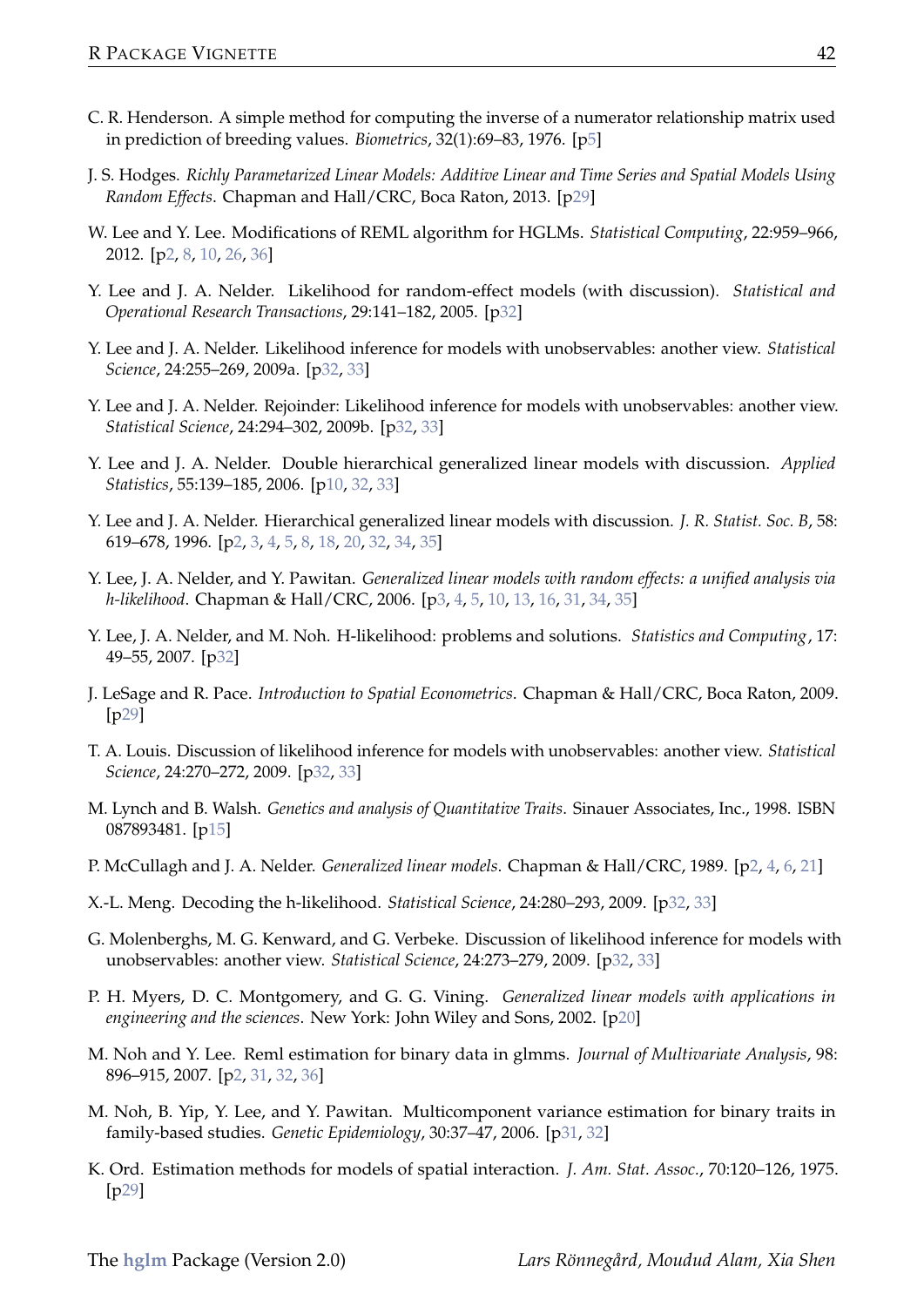C. R. Henderson. A simple method for computing the inverse of a numerator relationship matrix used in prediction of breeding values. *Biometrics*, 32(1):69–83, 1976. [p5]

J. S. Hodges. *Richly Parametarized Linear Models: Additive Linear and Time Series and Spatial Models Using Random Effects*. Chapman and Hall/CRC, Boca Raton, 2013. [p29]

W. Lee and Y. Lee. Modifications of REML algorithm for HGLMs. *Statistical Computing*, 22:959–966, 2012. [p2, 8, 10, 26, 36]

Y. Lee and J. A. Nelder. Likelihood for random-effect models (with discussion). *Statistical and Operational Research Transactions*, 29:141–182, 2005. [p32]

Y. Lee and J. A. Nelder. Likelihood inference for models with unobservables: another view. *Statistical Science*, 24:255–269, 2009a. [p32, 33]

Y. Lee and J. A. Nelder. Rejoinder: Likelihood inference for models with unobservables: another view. *Statistical Science*, 24:294–302, 2009b. [p32, 33]

Y. Lee and J. A. Nelder. Double hierarchical generalized linear models with discussion. *Applied Statistics*, 55:139–185, 2006. [p10, 32, 33]

Y. Lee and J. A. Nelder. Hierarchical generalized linear models with discussion. *J. R. Statist. Soc. B*, 58: 619–678, 1996. [p2, 3, 4, 5, 8, 18, 20, 32, 34, 35]

Y. Lee, J. A. Nelder, and Y. Pawitan. *Generalized linear models with random effects: a unified analysis via h-likelihood*. Chapman & Hall/CRC, 2006. [p3, 4, 5, 10, 13, 16, 31, 34, 35]

Y. Lee, J. A. Nelder, and M. Noh. H-likelihood: problems and solutions. *Statistics and Computing*, 17: 49–55, 2007. [p32]

J. LeSage and R. Pace. *Introduction to Spatial Econometrics*. Chapman & Hall/CRC, Boca Raton, 2009. [p29]

T. A. Louis. Discussion of likelihood inference for models with unobservables: another view. *Statistical Science*, 24:270–272, 2009. [p32, 33]

M. Lynch and B. Walsh. *Genetics and analysis of Quantitative Traits*. Sinauer Associates, Inc., 1998. ISBN 087893481. [p15]

P. McCullagh and J. A. Nelder. *Generalized linear models*. Chapman & Hall/CRC, 1989. [p2, 4, 6, 21]

X.-L. Meng. Decoding the h-likelihood. *Statistical Science*, 24:280–293, 2009. [p32, 33]

G. Molenberghs, M. G. Kenward, and G. Verbeke. Discussion of likelihood inference for models with unobservables: another view. *Statistical Science*, 24:273–279, 2009. [p32, 33]

P. H. Myers, D. C. Montgomery, and G. G. Vining. *Generalized linear models with applications in engineering and the sciences*. New York: John Wiley and Sons, 2002. [p20]

M. Noh and Y. Lee. Reml estimation for binary data in glmms. *Journal of Multivariate Analysis*, 98: 896–915, 2007. [p2, 31, 32, 36]

M. Noh, B. Yip, Y. Lee, and Y. Pawitan. Multicomponent variance estimation for binary traits in family-based studies. *Genetic Epidemiology*, 30:37–47, 2006. [p31, 32]

K. Ord. Estimation methods for models of spatial interaction. *J. Am. Stat. Assoc.*, 70:120–126, 1975. [p29]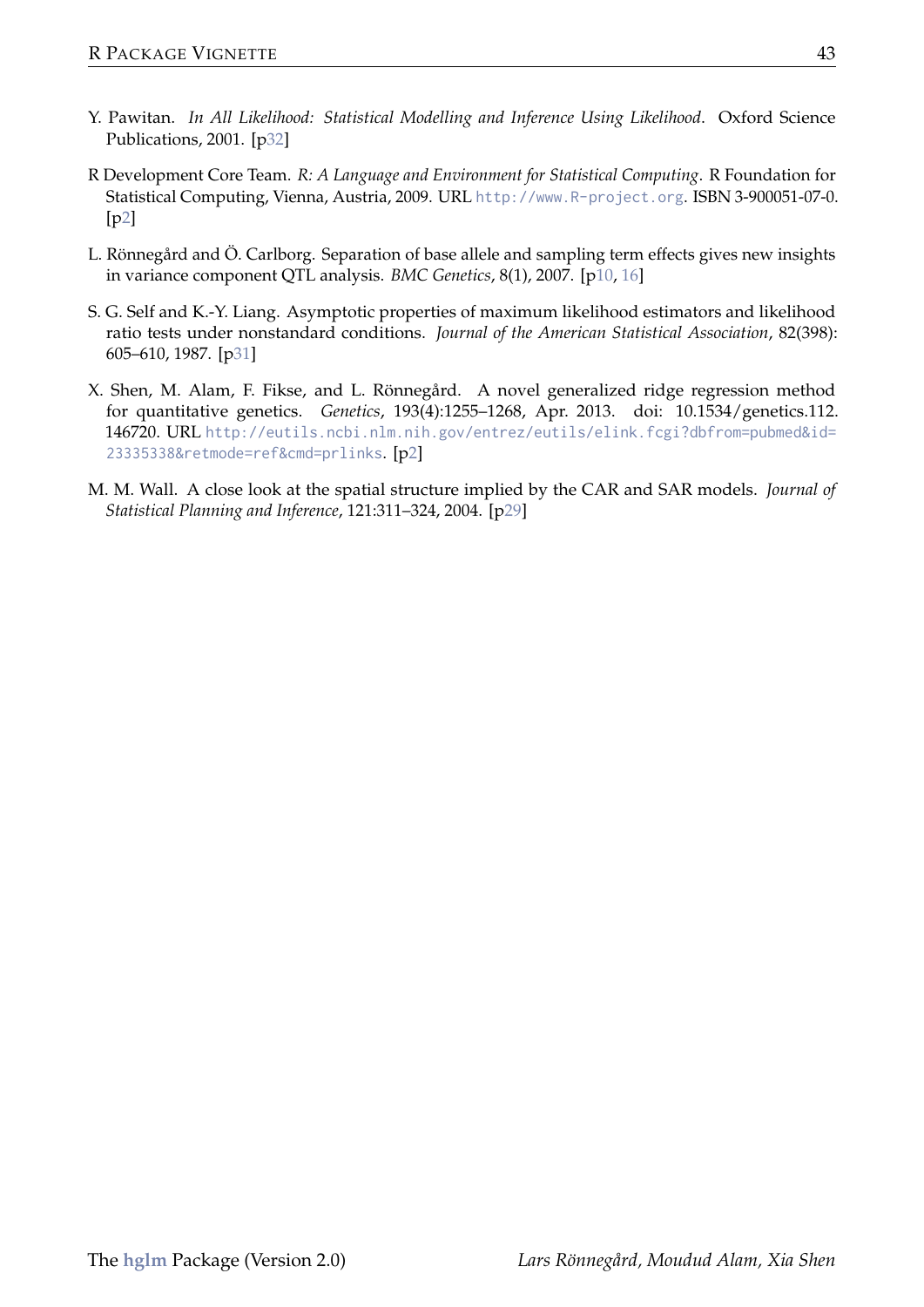Y. Pawitan. *In All Likelihood: Statistical Modelling and Inference Using Likelihood*. Oxford Science Publications, 2001. [p32]

R Development Core Team. *R: A Language and Environment for Statistical Computing*. R Foundation for Statistical Computing, Vienna, Austria, 2009. URL http://www.R-project.org. ISBN 3-900051-07-0. [p2]

L. Rönnegård and Ö. Carlborg. Separation of base allele and sampling term effects gives new insights in variance component QTL analysis. *BMC Genetics*, 8(1), 2007. [p10, 16]

S. G. Self and K.-Y. Liang. Asymptotic properties of maximum likelihood estimators and likelihood ratio tests under nonstandard conditions. *Journal of the American Statistical Association*, 82(398): 605–610, 1987. [p31]

X. Shen, M. Alam, F. Fikse, and L. Rönnegård. A novel generalized ridge regression method for quantitative genetics. *Genetics*, 193(4):1255–1268, Apr. 2013. doi: 10.1534/genetics.112.146720. URL http://eutils.ncbi.nlm.nih.gov/entrez/eutils/elink.fcgi?dbfrom=pubmed&id=23335338&retmode=ref&cmd=prlinks. [p2]

M. M. Wall. A close look at the spatial structure implied by the CAR and SAR models. *Journal of Statistical Planning and Inference*, 121:311–324, 2004. [p29]